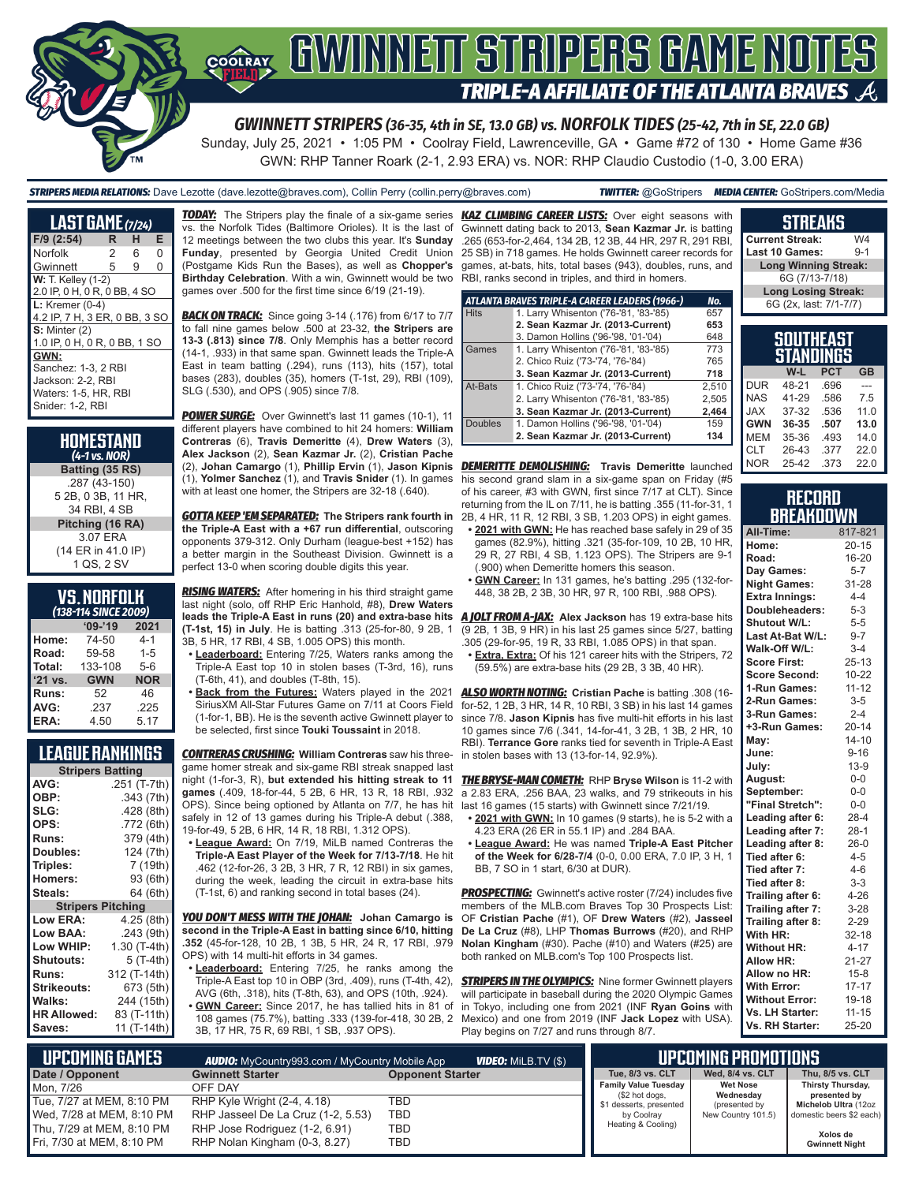# GWINNETT STRIPERS GAME NOTES

## TRIPLE-A AFFILIATE OF THE ATLANTA BRAVES

### GWINNETT STRIPERS (36-35, 4th in SE, 13.0 GB) vs. NORFOLK TIDES (25-42, 7th in SE, 22.0 GB)

Sunday, July 25, 2021 • 1:05 PM • Coolray Field, Lawrenceville, GA • Game #72 of 130 • Home Game #36

GWN: RHP Tanner Roark (2-1, 2.93 ERA) vs. NOR: RHP Claudio Custodio (1-0, 3.00 ERA)

**STRIPERS MEDIA RELATIONS:** Dave Lezotte (dave.lezotte@braves.com), Collin Perry (collin.perry@braves.com) **TWITTER:** @GoStripers **MEDIA CENTER:** GoStripers.com/Media

## LAST GAME (7/24)

| F/9 (2:54) | R | H | E |
|---|---|---|---|
| Norfolk | 2 | 6 | 0 |
| Gwinnett | 5 | 9 | 0 |

**W:** T. Kelley (1-2)
2.0 IP, 0 H, 0 R, 0 BB, 4 SO

**L:** Kremer (0-4)
4.2 IP, 7 H, 3 ER, 0 BB, 3 SO

**S:** Minter (2)
1.0 IP, 0 H, 0 R, 0 BB, 1 SO

**GWN:**
Sanchez: 1-3, 2 RBI
Jackson: 2-2, RBI
Waters: 1-5, HR, RBI
Snider: 1-2, RBI

## HOMESTAND (4-1 vs. NOR)

**Batting (35 RS)**
.287 (43-150)
5 2B, 0 3B, 11 HR,
34 RBI, 4 SB

**Pitching (16 RA)**
3.07 ERA
(14 ER in 41.0 IP)
1 QS, 2 SV

## VS. NORFOLK (138-114 SINCE 2009)

| | '09-'19 | 2021 |
|---|---|---|
| Home: | 74-50 | 4-1 |
| Road: | 59-58 | 1-5 |
| Total: | 133-108 | 5-6 |
| '21 vs. | GWN | NOR |
| Runs: | 52 | 46 |
| AVG: | .237 | .225 |
| ERA: | 4.50 | 5.17 |

## LEAGUE RANKINGS

| Stripers Batting | |
|---|---|
| AVG: | .251 (T-7th) |
| OBP: | .343 (7th) |
| SLG: | .428 (8th) |
| OPS: | .772 (6th) |
| Runs: | 379 (4th) |
| Doubles: | 124 (7th) |
| Triples: | 7 (19th) |
| Homers: | 93 (6th) |
| Steals: | 64 (6th) |

| Stripers Pitching | |
|---|---|
| Low ERA: | 4.25 (8th) |
| Low BAA: | .243 (9th) |
| Low WHIP: | 1.30 (T-4th) |
| Shutouts: | 5 (T-4th) |
| Runs: | 312 (T-14th) |
| Strikeouts: | 673 (5th) |
| Walks: | 244 (15th) |
| HR Allowed: | 83 (T-11th) |
| Saves: | 11 (T-14th) |

***TODAY:*** The Stripers play the finale of a six-game series vs. the Norfolk Tides (Baltimore Orioles). It is the last of 12 meetings between the two clubs this year. It's **Sunday Funday**, presented by Georgia United Credit Union (Postgame Kids Run the Bases), as well as **Chopper's Birthday Celebration**. With a win, Gwinnett would be two games over .500 for the first time since 6/19 (21-19).

***BACK ON TRACK:*** Since going 3-14 (.176) from 6/17 to 7/7 to fall nine games below .500 at 23-32, **the Stripers are 13-3 (.813) since 7/8**. Only Memphis has a better record (14-1, .933) in that same span. Gwinnett leads the Triple-A East in team batting (.294), runs (113), hits (157), total bases (283), doubles (35), homers (T-1st, 29), RBI (109), SLG (.530), and OPS (.905) since 7/8.

***POWER SURGE:*** Over Gwinnett's last 11 games (10-1), 11 different players have combined to hit 24 homers: **William Contreras** (6), **Travis Demeritte** (4), **Drew Waters** (3), **Alex Jackson** (2), **Sean Kazmar Jr.** (2), **Cristian Pache** (2), **Johan Camargo** (1), **Phillip Ervin** (1), **Jason Kipnis** (1), **Yolmer Sanchez** (1), and **Travis Snider** (1). In games with at least one homer, the Stripers are 32-18 (.640).

***GOTTA KEEP 'EM SEPARATED:*** **The Stripers rank fourth in the Triple-A East with a +67 run differential**, outscoring opponents 379-312. Only Durham (league-best +152) has a better margin in the Southeast Division. Gwinnett is a perfect 13-0 when scoring double digits this year.

***RISING WATERS:*** After homering in his third straight game last night (solo, off RHP Eric Hanhold, #8), **Drew Waters leads the Triple-A East in runs (20) and extra-base hits (T-1st, 15) in July**. He is batting .313 (25-for-80, 9 2B, 1 3B, 5 HR, 17 RBI, 4 SB, 1.005 OPS) this month.

- **Leaderboard:** Entering 7/25, Waters ranks among the Triple-A East top 10 in stolen bases (T-3rd, 16), runs (T-6th, 41), and doubles (T-8th, 15).
- **Back from the Futures:** Waters played in the 2021 SiriusXM All-Star Futures Game on 7/11 at Coors Field (1-for-1, BB). He is the seventh active Gwinnett player to be selected, first since **Touki Toussaint** in 2018.

***CONTRERAS CRUSHING:*** **William Contreras** saw his three-game homer streak and six-game RBI streak snapped last night (1-for-3, R), **but extended his hitting streak to 11 games** (.409, 18-for-44, 5 2B, 6 HR, 13 R, 18 RBI, .932 OPS). Since being optioned by Atlanta on 7/7, he has hit safely in 12 of 13 games during his Triple-A debut (.388, 19-for-49, 5 2B, 6 HR, 14 R, 18 RBI, 1.312 OPS).

- **League Award:** On 7/19, MiLB named Contreras the **Triple-A East Player of the Week for 7/13-7/18**. He hit .462 (12-for-26, 3 2B, 3 HR, 7 R, 12 RBI) in six games, during the week, leading the circuit in extra-base hits (T-1st, 6) and ranking second in total bases (24).

***YOU DON'T MESS WITH THE JOHAN:*** **Johan Camargo is second in the Triple-A East in batting since 6/10, hitting .352** (45-for-128, 10 2B, 1 3B, 5 HR, 24 R, 17 RBI, .979 OPS) with 14 multi-hit efforts in 34 games.

- **Leaderboard:** Entering 7/25, he ranks among the Triple-A East top 10 in OBP (3rd, .409), runs (T-4th, 42), AVG (6th, .318), hits (T-8th, 63), and OPS (10th, .924).
- **GWN Career:** Since 2017, he has tallied hits in 81 of 108 games (75.7%), batting .333 (139-for-418, 30 2B, 2 3B, 17 HR, 75 R, 69 RBI, 1 SB, .937 OPS).

***KAZ CLIMBING CAREER LISTS:*** Over eight seasons with Gwinnett dating back to 2013, **Sean Kazmar Jr.** is batting .265 (653-for-2,464, 134 2B, 12 3B, 44 HR, 297 R, 291 RBI, 25 SB) in 718 games. He holds Gwinnett career records for games, at-bats, hits, total bases (943), doubles, runs, and RBI, ranks second in triples, and third in homers.

| ATLANTA BRAVES TRIPLE-A CAREER LEADERS (1966-) | | No. |
|---|---|---|
| Hits | 1. Larry Whisenton ('76-'81, '83-'85) | 657 |
| | **2. Sean Kazmar Jr. (2013-Current)** | **653** |
| | 3. Damon Hollins ('96-'98, '01-'04) | 648 |
| Games | 1. Larry Whisenton ('76-'81, '83-'85) | 773 |
| | 2. Chico Ruiz ('73-'74, '76-'84) | 765 |
| | **3. Sean Kazmar Jr. (2013-Current)** | **718** |
| At-Bats | 1. Chico Ruiz ('73-'74, '76-'84) | 2,510 |
| | 2. Larry Whisenton ('76-'81, '83-'85) | 2,505 |
| | **3. Sean Kazmar Jr. (2013-Current)** | **2,464** |
| Doubles | 1. Damon Hollins ('96-'98, '01-'04) | 159 |
| | **2. Sean Kazmar Jr. (2013-Current)** | **134** |

***DEMERITTE DEMOLISHING:*** **Travis Demeritte** launched his second grand slam in a six-game span on Friday (#5 of his career, #3 with GWN, first since 7/17 at CLT). Since returning from the IL on 7/11, he is batting .355 (11-for-31, 1 2B, 4 HR, 11 R, 12 RBI, 3 SB, 1.203 OPS) in eight games.

- **2021 with GWN:** He has reached base safely in 29 of 35 games (82.9%), hitting .321 (35-for-109, 10 2B, 10 HR, 29 R, 27 RBI, 4 SB, 1.123 OPS). The Stripers are 9-1 (.900) when Demeritte homers this season.
- **GWN Career:** In 131 games, he's batting .295 (132-for-448, 38 2B, 2 3B, 30 HR, 97 R, 100 RBI, .988 OPS).

***A JOLT FROM A-JAX:*** **Alex Jackson** has 19 extra-base hits (9 2B, 1 3B, 9 HR) in his last 25 games since 5/27, batting .305 (29-for-95, 19 R, 33 RBI, 1.085 OPS) in that span.

- **Extra, Extra:** Of his 121 career hits with the Stripers, 72 (59.5%) are extra-base hits (29 2B, 3 3B, 40 HR).

***ALSO WORTH NOTING:*** **Cristian Pache** is batting .308 (16-for-52, 1 2B, 3 HR, 14 R, 10 RBI, 3 SB) in his last 14 games since 7/8. **Jason Kipnis** has five multi-hit efforts in his last 10 games since 7/6 (.341, 14-for-41, 3 2B, 1 3B, 2 HR, 10 RBI). **Terrance Gore** ranks tied for seventh in Triple-A East in stolen bases with 13 (13-for-14, 92.9%).

***THE BRYSE-MAN COMETH:*** RHP **Bryse Wilson** is 11-2 with a 2.83 ERA, .256 BAA, 23 walks, and 79 strikeouts in his last 16 games (15 starts) with Gwinnett since 7/21/19.

- **2021 with GWN:** In 10 games (9 starts), he is 5-2 with a 4.23 ERA (26 ER in 55.1 IP) and .284 BAA.
- **League Award:** He was named **Triple-A East Pitcher of the Week for 6/28-7/4** (0-0, 0.00 ERA, 7.0 IP, 3 H, 1 BB, 7 SO in 1 start, 6/30 at DUR).

***PROSPECTING:*** Gwinnett's active roster (7/24) includes five members of the MLB.com Braves Top 30 Prospects List: OF **Cristian Pache** (#1), OF **Drew Waters** (#2), **Jasseel De La Cruz** (#8), LHP **Thomas Burrows** (#20), and RHP **Nolan Kingham** (#30). Pache (#10) and Waters (#25) are both ranked on MLB.com's Top 100 Prospects list.

***STRIPERS IN THE OLYMPICS:*** Nine former Gwinnett players will participate in baseball during the 2020 Olympic Games in Tokyo, including one from 2021 (INF **Ryan Goins** with Mexico) and one from 2019 (INF **Jack Lopez** with USA). Play begins on 7/27 and runs through 8/7.

## STREAKS

| | |
|---|---|
| Current Streak: | W4 |
| Last 10 Games: | 9-1 |
| **Long Winning Streak:** | |
| 6G (7/13-7/18) | |
| **Long Losing Streak:** | |
| 6G (2x, last: 7/1-7/7) | |

## SOUTHEAST STANDINGS

| | W-L | PCT | GB |
|---|---|---|---|
| DUR | 48-21 | .696 | --- |
| NAS | 41-29 | .586 | 7.5 |
| JAX | 37-32 | .536 | 11.0 |
| **GWN** | **36-35** | **.507** | **13.0** |
| MEM | 35-36 | .493 | 14.0 |
| CLT | 26-43 | .377 | 22.0 |
| NOR | 25-42 | .373 | 22.0 |

## RECORD BREAKDOWN

| | |
|---|---|
| All-Time: | 817-821 |
| Home: | 20-15 |
| Road: | 16-20 |
| Day Games: | 5-7 |
| Night Games: | 31-28 |
| Extra Innings: | 4-4 |
| Doubleheaders: | 5-3 |
| Shutout W/L: | 5-5 |
| Last At-Bat W/L: | 9-7 |
| Walk-Off W/L: | 3-4 |
| Score First: | 25-13 |
| Score Second: | 10-22 |
| 1-Run Games: | 11-12 |
| 2-Run Games: | 3-5 |
| 3-Run Games: | 2-4 |
| +3-Run Games: | 20-14 |
| May: | 14-10 |
| June: | 9-16 |
| July: | 13-9 |
| August: | 0-0 |
| September: | 0-0 |
| "Final Stretch": | 0-0 |
| Leading after 6: | 28-4 |
| Leading after 7: | 28-1 |
| Leading after 8: | 26-0 |
| Tied after 6: | 4-5 |
| Tied after 7: | 4-6 |
| Tied after 8: | 3-3 |
| Trailing after 6: | 4-26 |
| Trailing after 7: | 3-28 |
| Trailing after 8: | 2-29 |
| With HR: | 32-18 |
| Without HR: | 4-17 |
| Allow HR: | 21-27 |
| Allow no HR: | 15-8 |
| With Error: | 17-17 |
| Without Error: | 19-18 |
| Vs. LH Starter: | 11-15 |
| Vs. RH Starter: | 25-20 |

## UPCOMING GAMES

**AUDIO:** MyCountry993.com / MyCountry Mobile App **VIDEO:** MiLB.TV ($)

| Date / Opponent | Gwinnett Starter | Opponent Starter |
|---|---|---|
| Mon, 7/26 | OFF DAY | |
| Tue, 7/27 at MEM, 8:10 PM | RHP Kyle Wright (2-4, 4.18) | TBD |
| Wed, 7/28 at MEM, 8:10 PM | RHP Jasseel De La Cruz (1-2, 5.53) | TBD |
| Thu, 7/29 at MEM, 8:10 PM | RHP Jose Rodriguez (1-2, 6.91) | TBD |
| Fri, 7/30 at MEM, 8:10 PM | RHP Nolan Kingham (0-3, 8.27) | TBD |

## UPCOMING PROMOTIONS

| Tue, 8/3 vs. CLT | Wed, 8/4 vs. CLT | Thu, 8/5 vs. CLT |
|---|---|---|
| **Family Value Tuesday** ($2 hot dogs, $1 desserts, presented by Coolray Heating & Cooling) | **Wet Nose Wednesday** (presented by New Country 101.5) | **Thirsty Thursday,** presented by **Michelob Ultra** (12oz domestic beers $2 each) **Xolos de Gwinnett Night** |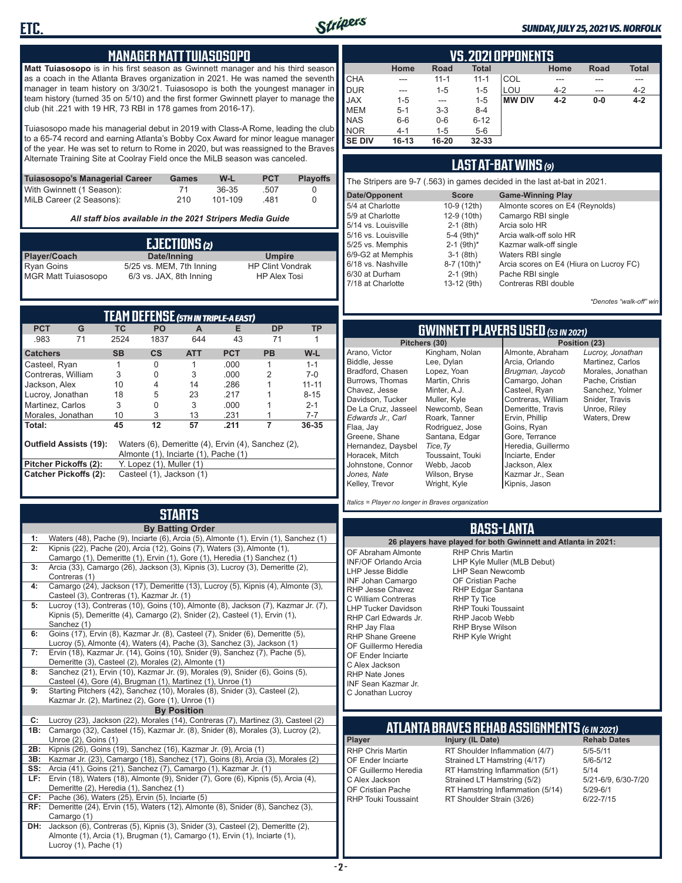## MANAGER MATT TUIASOSOPO

**Matt Tuiasosopo** is in his first season as Gwinnett manager and his third season as a coach in the Atlanta Braves organization in 2021. He was named the seventh manager in team history on 3/30/21. Tuiasosopo is both the youngest manager in team history (turned 35 on 5/10) and the first former Gwinnett player to manage the club (hit .221 with 19 HR, 73 RBI in 178 games from 2016-17).

Tuiasosopo made his managerial debut in 2019 with Class-A Rome, leading the club to a 65-74 record and earning Atlanta's Bobby Cox Award for minor league manager of the year. He was set to return to Rome in 2020, but was reassigned to the Braves Alternate Training Site at Coolray Field once the MiLB season was canceled.

| Tuiasosopo's Managerial Career | Games | W-L | PCT | Playoffs |
|---|---|---|---|---|
| With Gwinnett (1 Season): | 71 | 36-35 | .507 | 0 |
| MiLB Career (2 Seasons): | 210 | 101-109 | .481 | 0 |

*All staff bios available in the 2021 Stripers Media Guide*

## EJECTIONS (2)

| Player/Coach | Date/Inning | Umpire |
|---|---|---|
| Ryan Goins | 5/25 vs. MEM, 7th Inning | HP Clint Vondrak |
| MGR Matt Tuiasosopo | 6/3 vs. JAX, 8th Inning | HP Alex Tosi |

## TEAM DEFENSE (5TH IN TRIPLE-A EAST)

| PCT | G | TC | PO | A | E | DP | TP |
|---|---|---|---|---|---|---|---|
| .983 | 71 | 2524 | 1837 | 644 | 43 | 71 | 1 |

| Catchers | SB | CS | ATT | PCT | PB | W-L |
|---|---|---|---|---|---|---|
| Casteel, Ryan | 1 | 0 | 1 | .000 | 1 | 1-1 |
| Contreras, William | 3 | 0 | 3 | .000 | 2 | 7-0 |
| Jackson, Alex | 10 | 4 | 14 | .286 | 1 | 11-11 |
| Lucroy, Jonathan | 18 | 5 | 23 | .217 | 1 | 8-15 |
| Martinez, Carlos | 3 | 0 | 3 | .000 | 1 | 2-1 |
| Morales, Jonathan | 10 | 3 | 13 | .231 | 1 | 7-7 |
| **Total:** | **45** | **12** | **57** | **.211** | **7** | **36-35** |

**Outfield Assists (19):** Waters (6), Demeritte (4), Ervin (4), Sanchez (2), Almonte (1), Inciarte (1), Pache (1)
**Pitcher Pickoffs (2):** Y. Lopez (1), Muller (1)
**Catcher Pickoffs (2):** Casteel (1), Jackson (1)

## STARTS

**By Batting Order**

| | |
|---|---|
| 1: | Waters (48), Pache (9), Inciarte (6), Arcia (5), Almonte (1), Ervin (1), Sanchez (1) |
| 2: | Kipnis (22), Pache (20), Arcia (12), Goins (7), Waters (3), Almonte (1), Camargo (1), Demeritte (1), Ervin (1), Gore (1), Heredia (1) Sanchez (1) |
| 3: | Arcia (33), Camargo (26), Jackson (3), Kipnis (3), Lucroy (3), Demeritte (2), Contreras (1) |
| 4: | Camargo (24), Jackson (17), Demeritte (13), Lucroy (5), Kipnis (4), Almonte (3), Casteel (3), Contreras (1), Kazmar Jr. (1) |
| 5: | Lucroy (13), Contreras (10), Goins (10), Almonte (8), Jackson (7), Kazmar Jr. (7), Kipnis (5), Demeritte (4), Camargo (2), Snider (2), Casteel (1), Ervin (1), Sanchez (1) |
| 6: | Goins (17), Ervin (8), Kazmar Jr. (8), Casteel (7), Snider (6), Demeritte (5), Lucroy (5), Almonte (4), Waters (4), Pache (3), Sanchez (3), Jackson (1) |
| 7: | Ervin (18), Kazmar Jr. (14), Goins (10), Snider (9), Sanchez (7), Pache (5), Demeritte (3), Casteel (2), Morales (2), Almonte (1) |
| 8: | Sanchez (21), Ervin (10), Kazmar Jr. (9), Morales (9), Snider (6), Goins (5), Casteel (4), Gore (4), Brugman (1), Martinez (1), Unroe (1) |
| 9: | Starting Pitchers (42), Sanchez (10), Morales (8), Snider (3), Casteel (2), Kazmar Jr. (2), Martinez (2), Gore (1), Unroe (1) |

**By Position**

| | |
|---|---|
| C: | Lucroy (23), Jackson (22), Morales (14), Contreras (7), Martinez (3), Casteel (2) |
| 1B: | Camargo (32), Casteel (15), Kazmar Jr. (8), Snider (8), Morales (3), Lucroy (2), Unroe (2), Goins (1) |
| 2B: | Kipnis (26), Goins (19), Sanchez (16), Kazmar Jr. (9), Arcia (1) |
| 3B: | Kazmar Jr. (23), Camargo (18), Sanchez (17), Goins (8), Arcia (3), Morales (2) |
| SS: | Arcia (41), Goins (21), Sanchez (7), Camargo (1), Kazmar Jr. (1) |
| LF: | Ervin (18), Waters (18), Almonte (9), Snider (7), Gore (6), Kipnis (5), Arcia (4), Demeritte (2), Heredia (1), Sanchez (1) |
| CF: | Pache (36), Waters (25), Ervin (5), Inciarte (5) |
| RF: | Demeritte (24), Ervin (15), Waters (12), Almonte (8), Snider (8), Sanchez (3), Camargo (1) |
| DH: | Jackson (6), Contreras (5), Kipnis (3), Snider (3), Casteel (2), Demeritte (2), Almonte (1), Arcia (1), Brugman (1), Camargo (1), Ervin (1), Inciarte (1), Lucroy (1), Pache (1) |

## VS. 2021 OPPONENTS

| | Home | Road | Total | | Home | Road | Total |
|---|---|---|---|---|---|---|---|
| CHA | --- | 11-1 | 11-1 | COL | --- | --- | --- |
| DUR | --- | 1-5 | 1-5 | LOU | 4-2 | --- | 4-2 |
| JAX | 1-5 | --- | 1-5 | **MW DIV** | **4-2** | **0-0** | **4-2** |
| MEM | 5-1 | 3-3 | 8-4 | | | | |
| NAS | 6-6 | 0-6 | 6-12 | | | | |
| NOR | 4-1 | 1-5 | 5-6 | | | | |
| **SE DIV** | **16-13** | **16-20** | **32-33** | | | | |

## LAST AT-BAT WINS (9)

The Stripers are 9-7 (.563) in games decided in the last at-bat in 2021.

| Date/Opponent | Score | Game-Winning Play |
|---|---|---|
| 5/4 at Charlotte | 10-9 (12th) | Almonte scores on E4 (Reynolds) |
| 5/9 at Charlotte | 12-9 (10th) | Camargo RBI single |
| 5/14 vs. Louisville | 2-1 (8th) | Arcia solo HR |
| 5/16 vs. Louisville | 5-4 (9th)* | Arcia walk-off solo HR |
| 5/25 vs. Memphis | 2-1 (9th)* | Kazmar walk-off single |
| 6/9-G2 at Memphis | 3-1 (8th) | Waters RBI single |
| 6/18 vs. Nashville | 8-7 (10th)* | Arcia scores on E4 (Hiura on Lucroy FC) |
| 6/30 at Durham | 2-1 (9th) | Pache RBI single |
| 7/18 at Charlotte | 13-12 (9th) | Contreras RBI double |

*\*Denotes "walk-off" win*

## GWINNETT PLAYERS USED (53 IN 2021)

**Pitchers (30):** Arano, Victor; Biddle, Jesse; Bradford, Chasen; Burrows, Thomas; Chavez, Jesse; Davidson, Tucker; De La Cruz, Jasseel; *Edwards Jr., Carl*; Flaa, Jay; Greene, Shane; Hernandez, Daysbel; Horacek, Mitch; Johnstone, Connor; *Jones, Nate*; Kelley, Trevor; Kingham, Nolan; Lee, Dylan; Lopez, Yoan; Martin, Chris; Minter, A.J.; Muller, Kyle; Newcomb, Sean; Roark, Tanner; Rodriguez, Jose; Santana, Edgar; *Tice, Ty*; Toussaint, Touki; Webb, Jacob; Wilson, Bryse; Wright, Kyle

**Position (23):** Almonte, Abraham; Arcia, Orlando; *Brugman, Jaycob*; Camargo, Johan; Casteel, Ryan; Contreras, William; Demeritte, Travis; Ervin, Phillip; Goins, Ryan; Gore, Terrance; Heredia, Guillermo; Inciarte, Ender; Jackson, Alex; Kazmar Jr., Sean; Kipnis, Jason; *Lucroy, Jonathan*; Martinez, Carlos; Morales, Jonathan; Pache, Cristian; Sanchez, Yolmer; Snider, Travis; Unroe, Riley; Waters, Drew

*Italics = Player no longer in Braves organization*

## BASS-LANTA

**26 players have played for both Gwinnett and Atlanta in 2021:**

- OF Abraham Almonte
- INF/OF Orlando Arcia
- LHP Jesse Biddle
- INF Johan Camargo
- RHP Jesse Chavez
- C William Contreras
- LHP Tucker Davidson
- RHP Carl Edwards Jr.
- RHP Jay Flaa
- RHP Shane Greene
- OF Guillermo Heredia
- OF Ender Inciarte
- C Alex Jackson
- RHP Nate Jones
- INF Sean Kazmar Jr.
- C Jonathan Lucroy
- RHP Chris Martin
- LHP Kyle Muller (MLB Debut)
- LHP Sean Newcomb
- OF Cristian Pache
- RHP Edgar Santana
- RHP Ty Tice
- RHP Touki Toussaint
- RHP Jacob Webb
- RHP Bryse Wilson
- RHP Kyle Wright

## ATLANTA BRAVES REHAB ASSIGNMENTS (6 IN 2021)

| Player | Injury (IL Date) | Rehab Dates |
|---|---|---|
| RHP Chris Martin | RT Shoulder Inflammation (4/7) | 5/5-5/11 |
| OF Ender Inciarte | Strained LT Hamstring (4/17) | 5/6-5/12 |
| OF Guillermo Heredia | RT Hamstring Inflammation (5/1) | 5/14 |
| C Alex Jackson | Strained LT Hamstring (5/2) | 5/21-6/9, 6/30-7/20 |
| OF Cristian Pache | RT Hamstring Inflammation (5/14) | 5/29-6/1 |
| RHP Touki Toussaint | RT Shoulder Strain (3/26) | 6/22-7/15 |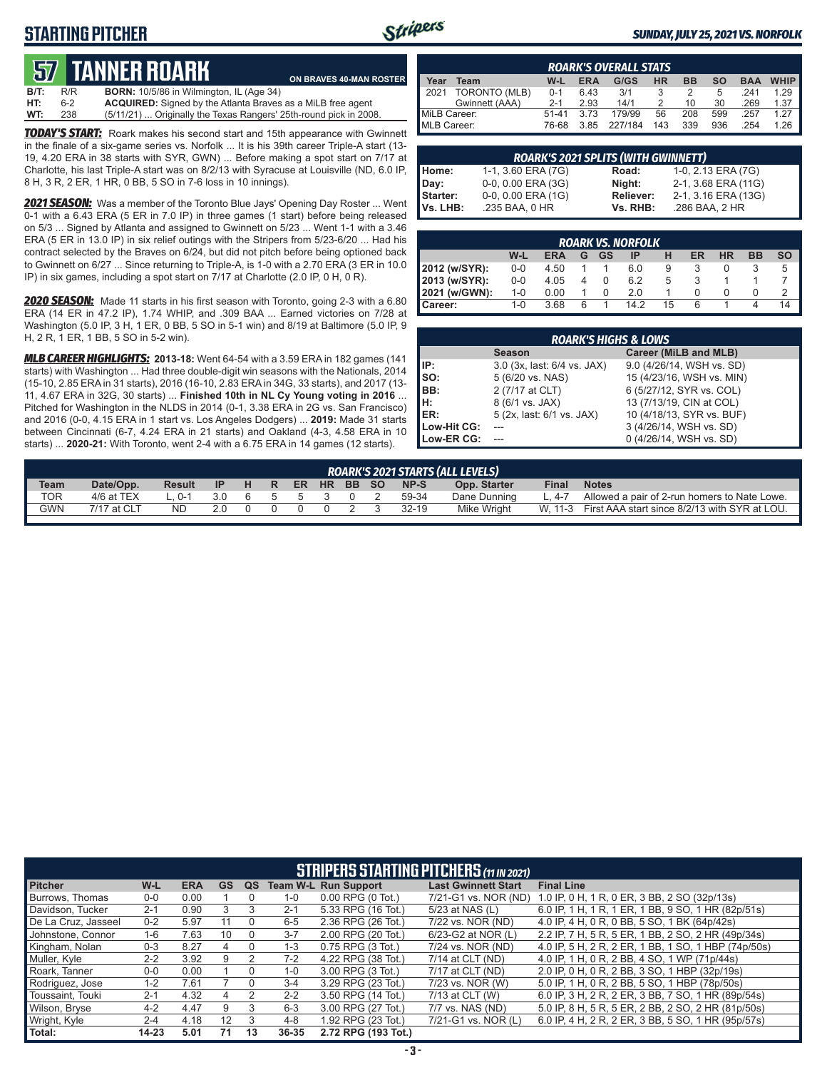# STARTING PITCHER

SUNDAY, JULY 25, 2021 VS. NORFOLK

## 57 TANNER ROARK

ON BRAVES 40-MAN ROSTER

**B/T:** R/R **BORN:** 10/5/86 in Wilmington, IL (Age 34)
**HT:** 6-2 **ACQUIRED:** Signed by the Atlanta Braves as a MiLB free agent
**WT:** 238 (5/11/21) ... Originally the Texas Rangers' 25th-round pick in 2008.

***TODAY'S START:*** Roark makes his second start and 15th appearance with Gwinnett in the finale of a six-game series vs. Norfolk ... It is his 39th career Triple-A start (13-19, 4.20 ERA in 38 starts with SYR, GWN) ... Before making a spot start on 7/17 at Charlotte, his last Triple-A start was on 8/2/13 with Syracuse at Louisville (ND, 6.0 IP, 8 H, 3 R, 2 ER, 1 HR, 0 BB, 5 SO in 7-6 loss in 10 innings).

***2021 SEASON:*** Was a member of the Toronto Blue Jays' Opening Day Roster ... Went 0-1 with a 6.43 ERA (5 ER in 7.0 IP) in three games (1 start) before being released on 5/3 ... Signed by Atlanta and assigned to Gwinnett on 5/23 ... Went 1-1 with a 3.46 ERA (5 ER in 13.0 IP) in six relief outings with the Stripers from 5/23-6/20 ... Had his contract selected by the Braves on 6/24, but did not pitch before being optioned back to Gwinnett on 6/27 ... Since returning to Triple-A, is 1-0 with a 2.70 ERA (3 ER in 10.0 IP) in six games, including a spot start on 7/17 at Charlotte (2.0 IP, 0 H, 0 R).

***2020 SEASON:*** Made 11 starts in his first season with Toronto, going 2-3 with a 6.80 ERA (14 ER in 47.2 IP), 1.74 WHIP, and .309 BAA ... Earned victories on 7/28 at Washington (5.0 IP, 3 H, 1 ER, 0 BB, 5 SO in 5-1 win) and 8/19 at Baltimore (5.0 IP, 9 H, 2 R, 1 ER, 1 BB, 5 SO in 5-2 win).

***MLB CAREER HIGHLIGHTS:*** **2013-18:** Went 64-54 with a 3.59 ERA in 182 games (141 starts) with Washington ... Had three double-digit win seasons with the Nationals, 2014 (15-10, 2.85 ERA in 31 starts), 2016 (16-10, 2.83 ERA in 34G, 33 starts), and 2017 (13-11, 4.67 ERA in 32G, 30 starts) ... **Finished 10th in NL Cy Young voting in 2016** ... Pitched for Washington in the NLDS in 2014 (0-1, 3.38 ERA in 2G vs. San Francisco) and 2016 (0-0, 4.15 ERA in 1 start vs. Los Angeles Dodgers) ... **2019:** Made 31 starts between Cincinnati (6-7, 4.24 ERA in 21 starts) and Oakland (4-3, 4.58 ERA in 10 starts) ... **2020-21:** With Toronto, went 2-4 with a 6.75 ERA in 14 games (12 starts).

### ROARK'S OVERALL STATS

| Year | Team | W-L | ERA | G/GS | HR | BB | SO | BAA | WHIP |
|---|---|---|---|---|---|---|---|---|---|
| 2021 | TORONTO (MLB) | 0-1 | 6.43 | 3/1 | 3 | 2 | 5 | .241 | 1.29 |
| | Gwinnett (AAA) | 2-1 | 2.93 | 14/1 | 2 | 10 | 30 | .269 | 1.37 |
| MiLB Career: | | 51-41 | 3.73 | 179/99 | 56 | 208 | 599 | .257 | 1.27 |
| MLB Career: | | 76-68 | 3.85 | 227/184 | 143 | 339 | 936 | .254 | 1.26 |

### ROARK'S 2021 SPLITS (WITH GWINNETT)

| | | | |
|---|---|---|---|
| Home: | 1-1, 3.60 ERA (7G) | Road: | 1-0, 2.13 ERA (7G) |
| Day: | 0-0, 0.00 ERA (3G) | Night: | 2-1, 3.68 ERA (11G) |
| Starter: | 0-0, 0.00 ERA (1G) | Reliever: | 2-1, 3.16 ERA (13G) |
| Vs. LHB: | .235 BAA, 0 HR | Vs. RHB: | .286 BAA, 2 HR |

### ROARK VS. NORFOLK

| | W-L | ERA | G | GS | IP | H | ER | HR | BB | SO |
|---|---|---|---|---|---|---|---|---|---|---|
| 2012 (w/SYR): | 0-0 | 4.50 | 1 | 1 | 6.0 | 9 | 3 | 0 | 3 | 5 |
| 2013 (w/SYR): | 0-0 | 4.05 | 4 | 0 | 6.2 | 5 | 3 | 1 | 1 | 7 |
| 2021 (w/GWN): | 1-0 | 0.00 | 1 | 0 | 2.0 | 1 | 0 | 0 | 0 | 2 |
| Career: | 1-0 | 3.68 | 6 | 1 | 14.2 | 15 | 6 | 1 | 4 | 14 |

### ROARK'S HIGHS & LOWS

| | Season | Career (MiLB and MLB) |
|---|---|---|
| IP: | 3.0 (3x, last: 6/4 vs. JAX) | 9.0 (4/26/14, WSH vs. SD) |
| SO: | 5 (6/20 vs. NAS) | 15 (4/23/16, WSH vs. MIN) |
| BB: | 2 (7/17 at CLT) | 6 (5/27/12, SYR vs. COL) |
| H: | 8 (6/1 vs. JAX) | 13 (7/13/19, CIN at COL) |
| ER: | 5 (2x, last: 6/1 vs. JAX) | 10 (4/18/13, SYR vs. BUF) |
| Low-Hit CG: | --- | 3 (4/26/14, WSH vs. SD) |
| Low-ER CG: | --- | 0 (4/26/14, WSH vs. SD) |

### ROARK'S 2021 STARTS (ALL LEVELS)

| Team | Date/Opp. | Result | IP | H | R | ER | HR | BB | SO | NP-S | Opp. Starter | Final | Notes |
|---|---|---|---|---|---|---|---|---|---|---|---|---|---|
| TOR | 4/6 at TEX | L, 0-1 | 3.0 | 6 | 5 | 5 | 3 | 0 | 2 | 59-34 | Dane Dunning | L, 4-7 | Allowed a pair of 2-run homers to Nate Lowe. |
| GWN | 7/17 at CLT | ND | 2.0 | 0 | 0 | 0 | 0 | 2 | 3 | 32-19 | Mike Wright | W, 11-3 | First AAA start since 8/2/13 with SYR at LOU. |

### STRIPERS STARTING PITCHERS (11 IN 2021)

| Pitcher | W-L | ERA | GS | QS | Team W-L | Run Support | Last Gwinnett Start | Final Line |
|---|---|---|---|---|---|---|---|---|
| Burrows, Thomas | 0-0 | 0.00 | 1 | 0 | 1-0 | 0.00 RPG (0 Tot.) | 7/21-G1 vs. NOR (ND) | 1.0 IP, 0 H, 1 R, 0 ER, 3 BB, 2 SO (32p/13s) |
| Davidson, Tucker | 2-1 | 0.90 | 3 | 3 | 2-1 | 5.33 RPG (16 Tot.) | 5/23 at NAS (L) | 6.0 IP, 1 H, 1 R, 1 ER, 1 BB, 9 SO, 1 HR (82p/51s) |
| De La Cruz, Jasseel | 0-2 | 5.97 | 11 | 0 | 6-5 | 2.36 RPG (26 Tot.) | 7/22 vs. NOR (ND) | 4.0 IP, 4 H, 0 R, 0 BB, 5 SO, 1 BK (64p/42s) |
| Johnstone, Connor | 1-6 | 7.63 | 10 | 0 | 3-7 | 2.00 RPG (20 Tot.) | 6/23-G2 at NOR (L) | 2.2 IP, 7 H, 5 R, 5 ER, 1 BB, 2 SO, 2 HR (49p/34s) |
| Kingham, Nolan | 0-3 | 8.27 | 4 | 0 | 1-3 | 0.75 RPG (3 Tot.) | 7/24 vs. NOR (ND) | 4.0 IP, 5 H, 2 R, 2 ER, 1 BB, 1 SO, 1 HBP (74p/50s) |
| Muller, Kyle | 2-2 | 3.92 | 9 | 2 | 7-2 | 4.22 RPG (38 Tot.) | 7/14 at CLT (ND) | 4.0 IP, 1 H, 0 R, 2 BB, 4 SO, 1 WP (71p/44s) |
| Roark, Tanner | 0-0 | 0.00 | 1 | 0 | 1-0 | 3.00 RPG (3 Tot.) | 7/17 at CLT (ND) | 2.0 IP, 0 H, 0 R, 2 BB, 3 SO, 1 HBP (32p/19s) |
| Rodriguez, Jose | 1-2 | 7.61 | 7 | 0 | 3-4 | 3.29 RPG (23 Tot.) | 7/23 vs. NOR (W) | 5.0 IP, 1 H, 0 R, 2 BB, 5 SO, 1 HBP (78p/50s) |
| Toussaint, Touki | 2-1 | 4.32 | 4 | 2 | 2-2 | 3.50 RPG (14 Tot.) | 7/13 at CLT (W) | 6.0 IP, 3 H, 2 R, 2 ER, 3 BB, 7 SO, 1 HR (89p/54s) |
| Wilson, Bryse | 4-2 | 4.47 | 9 | 3 | 6-3 | 3.00 RPG (27 Tot.) | 7/7 vs. NAS (ND) | 5.0 IP, 8 H, 5 R, 5 ER, 2 BB, 2 SO, 2 HR (81p/50s) |
| Wright, Kyle | 2-4 | 4.18 | 12 | 3 | 4-8 | 1.92 RPG (23 Tot.) | 7/21-G1 vs. NOR (L) | 6.0 IP, 4 H, 2 R, 2 ER, 3 BB, 5 SO, 1 HR (95p/57s) |
| Total: | 14-23 | 5.01 | 71 | 13 | 36-35 | 2.72 RPG (193 Tot.) | | |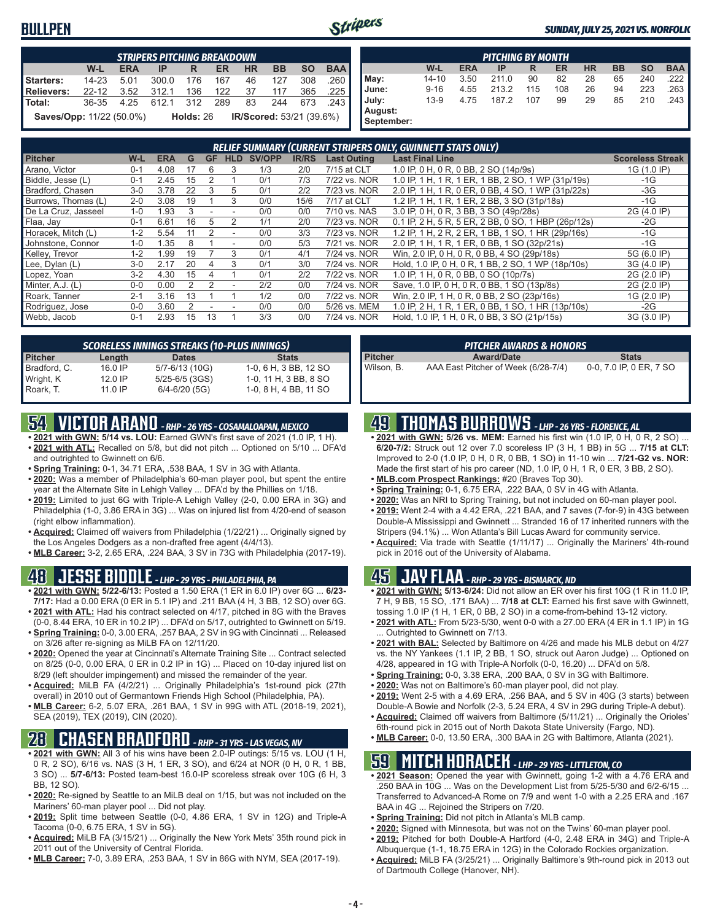# BULLPEN

**SUNDAY, JULY 25, 2021 VS. NORFOLK**

| STRIPERS PITCHING BREAKDOWN | | | | | | | | | |
|---|---|---|---|---|---|---|---|---|---|
| | W-L | ERA | IP | R | ER | HR | BB | SO | BAA |
| Starters: | 14-23 | 5.01 | 300.0 | 176 | 167 | 46 | 127 | 308 | .260 |
| Relievers: | 22-12 | 3.52 | 312.1 | 136 | 122 | 37 | 117 | 365 | .225 |
| Total: | 36-35 | 4.25 | 612.1 | 312 | 289 | 83 | 244 | 673 | .243 |

**Saves/Opp:** 11/22 (50.0%) **Holds:** 26 **IR/Scored:** 53/21 (39.6%)

| PITCHING BY MONTH | | | | | | | | | |
|---|---|---|---|---|---|---|---|---|---|
| | W-L | ERA | IP | R | ER | HR | BB | SO | BAA |
| May: | 14-10 | 3.50 | 211.0 | 90 | 82 | 28 | 65 | 240 | .222 |
| June: | 9-16 | 4.55 | 213.2 | 115 | 108 | 26 | 94 | 223 | .263 |
| July: | 13-9 | 4.75 | 187.2 | 107 | 99 | 29 | 85 | 210 | .243 |
| August: | | | | | | | | | |
| September: | | | | | | | | | |

| RELIEF SUMMARY (CURRENT STRIPERS ONLY, GWINNETT STATS ONLY) | | | | | | | | | | |
|---|---|---|---|---|---|---|---|---|---|---|
| Pitcher | W-L | ERA | G | GF | HLD | SV/OPP | IR/RS | Last Outing | Last Final Line | Scoreless Streak |
| Arano, Victor | 0-1 | 4.08 | 17 | 6 | 3 | 1/3 | 2/0 | 7/15 at CLT | 1.0 IP, 0 H, 0 R, 0 BB, 2 SO (14p/9s) | 1G (1.0 IP) |
| Biddle, Jesse (L) | 0-1 | 2.45 | 15 | 2 | 1 | 0/1 | 7/3 | 7/22 vs. NOR | 1.0 IP, 1 H, 1 R, 1 ER, 1 BB, 2 SO, 1 WP (31p/19s) | -1G |
| Bradford, Chasen | 3-0 | 3.78 | 22 | 3 | 5 | 0/1 | 2/2 | 7/23 vs. NOR | 2.0 IP, 1 H, 1 R, 0 ER, 0 BB, 4 SO, 1 WP (31p/22s) | -3G |
| Burrows, Thomas (L) | 2-0 | 3.08 | 19 | 1 | 3 | 0/0 | 15/6 | 7/17 at CLT | 1.2 IP, 1 H, 1 R, 1 ER, 2 BB, 3 SO (31p/18s) | -1G |
| De La Cruz, Jasseel | 1-0 | 1.93 | 3 | - | - | 0/0 | 0/0 | 7/10 vs. NAS | 3.0 IP, 0 H, 0 R, 3 BB, 3 SO (49p/28s) | 2G (4.0 IP) |
| Flaa, Jay | 0-1 | 6.61 | 16 | 5 | 2 | 1/1 | 2/0 | 7/23 vs. NOR | 0.1 IP, 2 H, 5 R, 5 ER, 2 BB, 0 SO, 1 HBP (26p/12s) | -2G |
| Horacek, Mitch (L) | 1-2 | 5.54 | 11 | 2 | - | 0/0 | 3/3 | 7/23 vs. NOR | 1.2 IP, 1 H, 2 R, 2 ER, 1 BB, 1 SO, 1 HR (29p/16s) | -1G |
| Johnstone, Connor | 1-0 | 1.35 | 8 | 1 | - | 0/0 | 5/3 | 7/21 vs. NOR | 2.0 IP, 1 H, 1 R, 0 ER, 1 BB, 1 SO (32p/21s) | -1G |
| Kelley, Trevor | 1-2 | 1.99 | 19 | 7 | 3 | 0/1 | 4/1 | 7/24 vs. NOR | Win, 2.0 IP, 0 H, 0 R, 0 BB, 4 SO (29p/18s) | 5G (6.0 IP) |
| Lee, Dylan (L) | 3-0 | 2.17 | 20 | 4 | 3 | 0/1 | 3/0 | 7/24 vs. NOR | Hold, 1.0 IP, 0 H, 0 R, 1 BB, 2 SO, 1 WP (18p/10s) | 3G (4.0 IP) |
| Lopez, Yoan | 3-2 | 4.30 | 15 | 4 | 1 | 0/1 | 2/2 | 7/22 vs. NOR | 1.0 IP, 1 H, 0 R, 0 BB, 0 SO (10p/7s) | 2G (2.0 IP) |
| Minter, A.J. (L) | 0-0 | 0.00 | 2 | 2 | - | 2/2 | 0/0 | 7/24 vs. NOR | Save, 1.0 IP, 0 H, 0 R, 0 BB, 1 SO (13p/8s) | 2G (2.0 IP) |
| Roark, Tanner | 2-1 | 3.16 | 13 | 1 | 1 | 1/2 | 0/0 | 7/22 vs. NOR | Win, 2.0 IP, 1 H, 0 R, 0 BB, 2 SO (23p/16s) | 1G (2.0 IP) |
| Rodriguez, Jose | 0-0 | 3.60 | 2 | - | - | 0/0 | 0/0 | 5/26 vs. MEM | 1.0 IP, 2 H, 1 R, 1 ER, 0 BB, 1 SO, 1 HR (13p/10s) | -2G |
| Webb, Jacob | 0-1 | 2.93 | 15 | 13 | 1 | 3/3 | 0/0 | 7/24 vs. NOR | Hold, 1.0 IP, 1 H, 0 R, 0 BB, 3 SO (21p/15s) | 3G (3.0 IP) |

| SCORELESS INNINGS STREAKS (10-PLUS INNINGS) | | | |
|---|---|---|---|
| Pitcher | Length | Dates | Stats |
| Bradford, C. | 16.0 IP | 5/7-6/13 (10G) | 1-0, 6 H, 3 BB, 12 SO |
| Wright, K | 12.0 IP | 5/25-6/5 (3GS) | 1-0, 11 H, 3 BB, 8 SO |
| Roark, T. | 11.0 IP | 6/4-6/20 (5G) | 1-0, 8 H, 4 BB, 11 SO |

| PITCHER AWARDS & HONORS | | |
|---|---|---|
| Pitcher | Award/Date | Stats |
| Wilson, B. | AAA East Pitcher of the Week (6/28-7/4) | 0-0, 7.0 IP, 0 ER, 7 SO |

## 54 VICTOR ARANO - RHP - 26 YRS - COSAMALOAPAN, MEXICO

- **2021 with GWN:** 5/14 vs. LOU: Earned GWN's first save of 2021 (1.0 IP, 1 H).
- **2021 with ATL:** Recalled on 5/8, but did not pitch ... Optioned on 5/10 ... DFA'd and outrighted to Gwinnett on 6/6.
- **Spring Training:** 0-1, 34.71 ERA, .538 BAA, 1 SV in 3G with Atlanta.
- **2020:** Was a member of Philadelphia's 60-man player pool, but spent the entire year at the Alternate Site in Lehigh Valley ... DFA'd by the Phillies on 1/18.
- **2019:** Limited to just 6G with Triple-A Lehigh Valley (2-0, 0.00 ERA in 3G) and Philadelphia (1-0, 3.86 ERA in 3G) ... Was on injured list from 4/20-end of season (right elbow inflammation).
- **Acquired:** Claimed off waivers from Philadelphia (1/22/21) ... Originally signed by the Los Angeles Dodgers as a non-drafted free agent (4/4/13).
- **MLB Career:** 3-2, 2.65 ERA, .224 BAA, 3 SV in 73G with Philadelphia (2017-19).

## 48 JESSE BIDDLE - LHP - 29 YRS - PHILADELPHIA, PA

- **2021 with GWN:** 5/22-6/13: Posted a 1.50 ERA (1 ER in 6.0 IP) over 6G ... **6/23-7/17:** Had a 0.00 ERA (0 ER in 5.1 IP) and .211 BAA (4 H, 3 BB, 12 SO) over 6G.
- **2021 with ATL:** Had his contract selected on 4/17, pitched in 8G with the Braves (0-0, 8.44 ERA, 10 ER in 10.2 IP) ... DFA'd on 5/17, outrighted to Gwinnett on 5/19.
- **Spring Training:** 0-0, 3.00 ERA, .257 BAA, 2 SV in 9G with Cincinnati ... Released on 3/26 after re-signing as MiLB FA on 12/11/20.
- **2020:** Opened the year at Cincinnati's Alternate Training Site ... Contract selected on 8/25 (0-0, 0.00 ERA, 0 ER in 0.2 IP in 1G) ... Placed on 10-day injured list on 8/29 (left shoulder impingement) and missed the remainder of the year.
- **Acquired:** MiLB FA (4/2/21) ... Originally Philadelphia's 1st-round pick (27th overall) in 2010 out of Germantown Friends High School (Philadelphia, PA).
- **MLB Career:** 6-2, 5.07 ERA, .261 BAA, 1 SV in 99G with ATL (2018-19, 2021), SEA (2019), TEX (2019), CIN (2020).

## 28 CHASEN BRADFORD - RHP - 31 YRS - LAS VEGAS, NV

- **2021 with GWN:** All 3 of his wins have been 2.0-IP outings: 5/15 vs. LOU (1 H, 0 R, 2 SO), 6/16 vs. NAS (3 H, 1 ER, 3 SO), and 6/24 at NOR (0 H, 0 R, 1 BB, 3 SO) ... **5/7-6/13:** Posted team-best 16.0-IP scoreless streak over 10G (6 H, 3 BB, 12 SO).
- **2020:** Re-signed by Seattle to an MiLB deal on 1/15, but was not included on the Mariners' 60-man player pool ... Did not play.
- **2019:** Split time between Seattle (0-0, 4.86 ERA, 1 SV in 12G) and Triple-A Tacoma (0-0, 6.75 ERA, 1 SV in 5G).
- **Acquired:** MiLB FA (3/15/21) ... Originally the New York Mets' 35th round pick in 2011 out of the University of Central Florida.
- **MLB Career:** 7-0, 3.89 ERA, .253 BAA, 1 SV in 86G with NYM, SEA (2017-19).

## 49 THOMAS BURROWS - LHP - 26 YRS - FLORENCE, AL

- **2021 with GWN:** 5/26 vs. MEM: Earned his first win (1.0 IP, 0 H, 0 R, 2 SO) ... **6/20-7/2:** Struck out 12 over 7.0 scoreless IP (3 H, 1 BB) in 5G ... **7/15 at CLT:** Improved to 2-0 (1.0 IP, 0 H, 0 R, 0 BB, 1 SO) in 11-10 win ... **7/21-G2 vs. NOR:** Made the first start of his pro career (ND, 1.0 IP, 0 H, 1 R, 0 ER, 3 BB, 2 SO).
- **MLB.com Prospect Rankings:** #20 (Braves Top 30).
- **Spring Training:** 0-1, 6.75 ERA, .222 BAA, 0 SV in 4G with Atlanta.
- **2020:** Was an NRI to Spring Training, but not included on 60-man player pool.
- **2019:** Went 2-4 with a 4.42 ERA, .221 BAA, and 7 saves (7-for-9) in 43G between Double-A Mississippi and Gwinnett ... Stranded 16 of 17 inherited runners with the Stripers (94.1%) ... Won Atlanta's Bill Lucas Award for community service.
- **Acquired:** Via trade with Seattle (1/11/17) ... Originally the Mariners' 4th-round pick in 2016 out of the University of Alabama.

## 45 JAY FLAA - RHP - 29 YRS - BISMARCK, ND

- **2021 with GWN:** 5/13-6/24: Did not allow an ER over his first 10G (1 R in 11.0 IP, 7 H, 9 BB, 15 SO, .171 BAA) ... **7/18 at CLT:** Earned his first save with Gwinnett, tossing 1.0 IP (1 H, 1 ER, 0 BB, 2 SO) in a come-from-behind 13-12 victory.
- **2021 with ATL:** From 5/23-5/30, went 0-0 with a 27.00 ERA (4 ER in 1.1 IP) in 1G ... Outrighted to Gwinnett on 7/13.
- **2021 with BAL:** Selected by Baltimore on 4/26 and made his MLB debut on 4/27 vs. the NY Yankees (1.1 IP, 2 BB, 1 SO, struck out Aaron Judge) ... Optioned on 4/28, appeared in 1G with Triple-A Norfolk (0-0, 16.20) ... DFA'd on 5/8.
- **Spring Training:** 0-0, 3.38 ERA, .200 BAA, 0 SV in 3G with Baltimore.
- **2020:** Was not on Baltimore's 60-man player pool, did not play.
- **2019:** Went 2-5 with a 4.69 ERA, .256 BAA, and 5 SV in 40G (3 starts) between Double-A Bowie and Norfolk (2-3, 5.24 ERA, 4 SV in 29G during Triple-A debut).
- **Acquired:** Claimed off waivers from Baltimore (5/11/21) ... Originally the Orioles' 6th-round pick in 2015 out of North Dakota State University (Fargo, ND).
- **MLB Career:** 0-0, 13.50 ERA, .300 BAA in 2G with Baltimore, Atlanta (2021).

## 59 MITCH HORACEK - LHP - 29 YRS - LITTLETON, CO

- **2021 Season:** Opened the year with Gwinnett, going 1-2 with a 4.76 ERA and .250 BAA in 10G ... Was on the Development List from 5/25-5/30 and 6/2-6/15 ... Transferred to Advanced-A Rome on 7/9 and went 1-0 with a 2.25 ERA and .167 BAA in 4G ... Rejoined the Stripers on 7/20.
- **Spring Training:** Did not pitch in Atlanta's MLB camp.
- **2020:** Signed with Minnesota, but was not on the Twins' 60-man player pool.
- **2019:** Pitched for both Double-A Hartford (4-0, 2.48 ERA in 34G) and Triple-A Albuquerque (1-1, 18.75 ERA in 12G) in the Colorado Rockies organization.
- **Acquired:** MiLB FA (3/25/21) ... Originally Baltimore's 9th-round pick in 2013 out of Dartmouth College (Hanover, NH).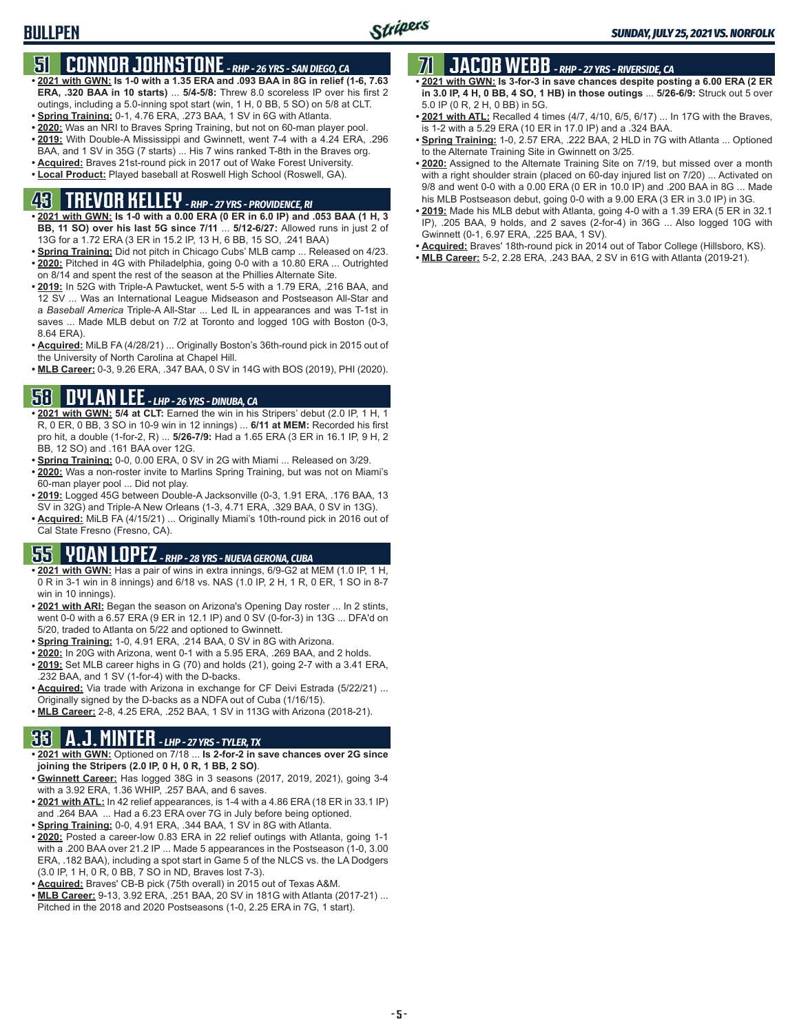# BULLPEN

## 51 CONNOR JOHNSTONE - RHP - 26 YRS - SAN DIEGO, CA

- **2021 with GWN: Is 1-0 with a 1.35 ERA and .093 BAA in 8G in relief (1-6, 7.63 ERA, .320 BAA in 10 starts)** ... **5/4-5/8:** Threw 8.0 scoreless IP over his first 2 outings, including a 5.0-inning spot start (win, 1 H, 0 BB, 5 SO) on 5/8 at CLT.
- **Spring Training:** 0-1, 4.76 ERA, .273 BAA, 1 SV in 6G with Atlanta.
- **2020:** Was an NRI to Braves Spring Training, but not on 60-man player pool.
- **2019:** With Double-A Mississippi and Gwinnett, went 7-4 with a 4.24 ERA, .296 BAA, and 1 SV in 35G (7 starts) ... His 7 wins ranked T-8th in the Braves org.
- **Acquired:** Braves 21st-round pick in 2017 out of Wake Forest University.
- **Local Product:** Played baseball at Roswell High School (Roswell, GA).

## 43 TREVOR KELLEY - RHP - 27 YRS - PROVIDENCE, RI

- **2021 with GWN: Is 1-0 with a 0.00 ERA (0 ER in 6.0 IP) and .053 BAA (1 H, 3 BB, 11 SO) over his last 5G since 7/11** ... **5/12-6/27:** Allowed runs in just 2 of 13G for a 1.72 ERA (3 ER in 15.2 IP, 13 H, 6 BB, 15 SO, .241 BAA)
- **Spring Training:** Did not pitch in Chicago Cubs' MLB camp ... Released on 4/23.
- **2020:** Pitched in 4G with Philadelphia, going 0-0 with a 10.80 ERA ... Outrighted on 8/14 and spent the rest of the season at the Phillies Alternate Site.
- **2019:** In 52G with Triple-A Pawtucket, went 5-5 with a 1.79 ERA, .216 BAA, and 12 SV ... Was an International League Midseason and Postseason All-Star and a *Baseball America* Triple-A All-Star ... Led IL in appearances and was T-1st in saves ... Made MLB debut on 7/2 at Toronto and logged 10G with Boston (0-3, 8.64 ERA).
- **Acquired:** MiLB FA (4/28/21) ... Originally Boston's 36th-round pick in 2015 out of the University of North Carolina at Chapel Hill.
- **MLB Career:** 0-3, 9.26 ERA, .347 BAA, 0 SV in 14G with BOS (2019), PHI (2020).

## 58 DYLAN LEE - LHP - 26 YRS - DINUBA, CA

- **2021 with GWN: 5/4 at CLT:** Earned the win in his Stripers' debut (2.0 IP, 1 H, 1 R, 0 ER, 0 BB, 3 SO in 10-9 win in 12 innings) ... **6/11 at MEM:** Recorded his first pro hit, a double (1-for-2, R) ... **5/26-7/9:** Had a 1.65 ERA (3 ER in 16.1 IP, 9 H, 2 BB, 12 SO) and .161 BAA over 12G.
- **Spring Training:** 0-0, 0.00 ERA, 0 SV in 2G with Miami ... Released on 3/29.
- **2020:** Was a non-roster invite to Marlins Spring Training, but was not on Miami's 60-man player pool ... Did not play.
- **2019:** Logged 45G between Double-A Jacksonville (0-3, 1.91 ERA, .176 BAA, 13 SV in 32G) and Triple-A New Orleans (1-3, 4.71 ERA, .329 BAA, 0 SV in 13G).
- **Acquired:** MiLB FA (4/15/21) ... Originally Miami's 10th-round pick in 2016 out of Cal State Fresno (Fresno, CA).

## 55 YOAN LOPEZ - RHP - 28 YRS - NUEVA GERONA, CUBA

- **2021 with GWN:** Has a pair of wins in extra innings, 6/9-G2 at MEM (1.0 IP, 1 H, 0 R in 3-1 win in 8 innings) and 6/18 vs. NAS (1.0 IP, 2 H, 1 R, 0 ER, 1 SO in 8-7 win in 10 innings).
- **2021 with ARI:** Began the season on Arizona's Opening Day roster ... In 2 stints, went 0-0 with a 6.57 ERA (9 ER in 12.1 IP) and 0 SV (0-for-3) in 13G ... DFA'd on 5/20, traded to Atlanta on 5/22 and optioned to Gwinnett.
- **Spring Training:** 1-0, 4.91 ERA, .214 BAA, 0 SV in 8G with Arizona.
- **2020:** In 20G with Arizona, went 0-1 with a 5.95 ERA, .269 BAA, and 2 holds.
- **2019:** Set MLB career highs in G (70) and holds (21), going 2-7 with a 3.41 ERA, .232 BAA, and 1 SV (1-for-4) with the D-backs.
- **Acquired:** Via trade with Arizona in exchange for CF Deivi Estrada (5/22/21) ... Originally signed by the D-backs as a NDFA out of Cuba (1/16/15).
- **MLB Career:** 2-8, 4.25 ERA, .252 BAA, 1 SV in 113G with Arizona (2018-21).

## 33 A.J. MINTER - LHP - 27 YRS - TYLER, TX

- **2021 with GWN:** Optioned on 7/18 ... **Is 2-for-2 in save chances over 2G since joining the Stripers (2.0 IP, 0 H, 0 R, 1 BB, 2 SO)**.
- **Gwinnett Career:** Has logged 38G in 3 seasons (2017, 2019, 2021), going 3-4 with a 3.92 ERA, 1.36 WHIP, .257 BAA, and 6 saves.
- **2021 with ATL:** In 42 relief appearances, is 1-4 with a 4.86 ERA (18 ER in 33.1 IP) and .264 BAA ... Had a 6.23 ERA over 7G in July before being optioned.
- **Spring Training:** 0-0, 4.91 ERA, .344 BAA, 1 SV in 8G with Atlanta.
- **2020:** Posted a career-low 0.83 ERA in 22 relief outings with Atlanta, going 1-1 with a .200 BAA over 21.2 IP ... Made 5 appearances in the Postseason (1-0, 3.00 ERA, .182 BAA), including a spot start in Game 5 of the NLCS vs. the LA Dodgers (3.0 IP, 1 H, 0 R, 0 BB, 7 SO in ND, Braves lost 7-3).
- **Acquired:** Braves' CB-B pick (75th overall) in 2015 out of Texas A&M.
- **MLB Career:** 9-13, 3.92 ERA, .251 BAA, 20 SV in 181G with Atlanta (2017-21) ... Pitched in the 2018 and 2020 Postseasons (1-0, 2.25 ERA in 7G, 1 start).

## 71 JACOB WEBB - RHP - 27 YRS - RIVERSIDE, CA

- **2021 with GWN: Is 3-for-3 in save chances despite posting a 6.00 ERA (2 ER in 3.0 IP, 4 H, 0 BB, 4 SO, 1 HB) in those outings** ... **5/26-6/9:** Struck out 5 over 5.0 IP (0 R, 2 H, 0 BB) in 5G.
- **2021 with ATL:** Recalled 4 times (4/7, 4/10, 6/5, 6/17) ... In 17G with the Braves, is 1-2 with a 5.29 ERA (10 ER in 17.0 IP) and a .324 BAA.
- **Spring Training:** 1-0, 2.57 ERA, .222 BAA, 2 HLD in 7G with Atlanta ... Optioned to the Alternate Training Site in Gwinnett on 3/25.
- **2020:** Assigned to the Alternate Training Site on 7/19, but missed over a month with a right shoulder strain (placed on 60-day injured list on 7/20) ... Activated on 9/8 and went 0-0 with a 0.00 ERA (0 ER in 10.0 IP) and .200 BAA in 8G ... Made his MLB Postseason debut, going 0-0 with a 9.00 ERA (3 ER in 3.0 IP) in 3G.
- **2019:** Made his MLB debut with Atlanta, going 4-0 with a 1.39 ERA (5 ER in 32.1 IP), .205 BAA, 9 holds, and 2 saves (2-for-4) in 36G ... Also logged 10G with Gwinnett (0-1, 6.97 ERA, .225 BAA, 1 SV).
- **Acquired:** Braves' 18th-round pick in 2014 out of Tabor College (Hillsboro, KS).
- **MLB Career:** 5-2, 2.28 ERA, .243 BAA, 2 SV in 61G with Atlanta (2019-21).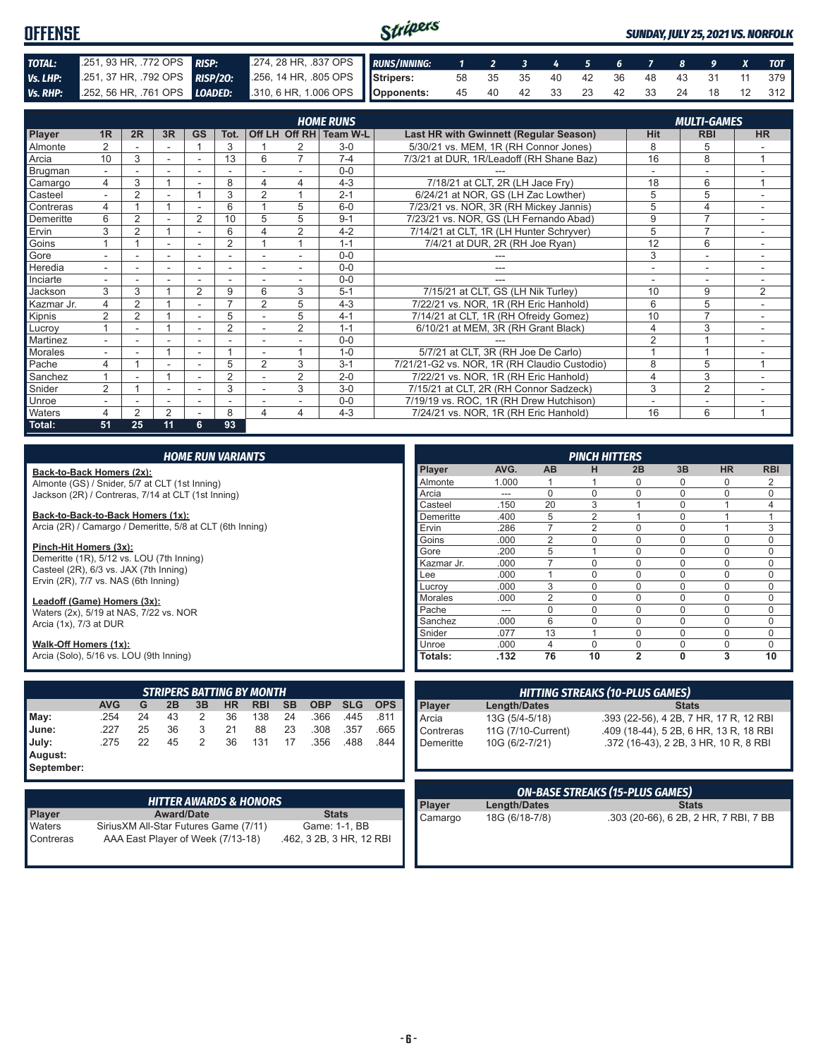# OFFENSE

*SUNDAY, JULY 25, 2021 VS. NORFOLK*

| | | | |
|---|---|---|---|
| **TOTAL:** | .251, 93 HR, .772 OPS | **RISP:** | .274, 28 HR, .837 OPS |
| **Vs. LHP:** | .251, 37 HR, .792 OPS | **RISP/2O:** | .256, 14 HR, .805 OPS |
| **Vs. RHP:** | .252, 56 HR, .761 OPS | **LOADED:** | .310, 6 HR, 1.006 OPS |

| RUNS/INNING: | 1 | 2 | 3 | 4 | 5 | 6 | 7 | 8 | 9 | X | TOT |
|---|---|---|---|---|---|---|---|---|---|---|---|
| Stripers: | 58 | 35 | 35 | 40 | 42 | 36 | 48 | 43 | 31 | 11 | 379 |
| Opponents: | 45 | 40 | 42 | 33 | 23 | 42 | 33 | 24 | 18 | 12 | 312 |

## HOME RUNS / MULTI-GAMES

| Player | 1R | 2R | 3R | GS | Tot. | Off LH | Off RH | Team W-L | Last HR with Gwinnett (Regular Season) | Hit | RBI | HR |
|---|---|---|---|---|---|---|---|---|---|---|---|---|
| Almonte | 2 | - | - | 1 | 3 | 1 | 2 | 3-0 | 5/30/21 vs. MEM, 1R (RH Connor Jones) | 8 | 5 | - |
| Arcia | 10 | 3 | - | - | 13 | 6 | 7 | 7-4 | 7/3/21 at DUR, 1R/Leadoff (RH Shane Baz) | 16 | 8 | 1 |
| Brugman | - | - | - | - | - | - | - | 0-0 | --- | - | - | - |
| Camargo | 4 | 3 | 1 | - | 8 | 4 | 4 | 4-3 | 7/18/21 at CLT, 2R (LH Jace Fry) | 18 | 6 | 1 |
| Casteel | - | 2 | - | 1 | 3 | 2 | 1 | 2-1 | 6/24/21 at NOR, GS (LH Zac Lowther) | 5 | 5 | - |
| Contreras | 4 | 1 | 1 | - | 6 | 1 | 5 | 6-0 | 7/23/21 vs. NOR, 3R (RH Mickey Jannis) | 5 | 4 | - |
| Demeritte | 6 | 2 | - | 2 | 10 | 5 | 5 | 9-1 | 7/23/21 vs. NOR, GS (LH Fernando Abad) | 9 | 7 | - |
| Ervin | 3 | 2 | 1 | - | 6 | 4 | 2 | 4-2 | 7/14/21 at CLT, 1R (LH Hunter Schryver) | 5 | 7 | - |
| Goins | 1 | 1 | - | - | 2 | 1 | 1 | 1-1 | 7/4/21 at DUR, 2R (RH Joe Ryan) | 12 | 6 | - |
| Gore | - | - | - | - | - | - | - | 0-0 | --- | 3 | - | - |
| Heredia | - | - | - | - | - | - | - | 0-0 | --- | - | - | - |
| Inciarte | - | - | - | - | - | - | - | 0-0 | --- | - | - | - |
| Jackson | 3 | 3 | 1 | 2 | 9 | 6 | 3 | 5-1 | 7/15/21 at CLT, GS (LH Nik Turley) | 10 | 9 | 2 |
| Kazmar Jr. | 4 | 2 | 1 | - | 7 | 2 | 5 | 4-3 | 7/22/21 vs. NOR, 1R (RH Eric Hanhold) | 6 | 5 | - |
| Kipnis | 2 | 2 | 1 | - | 5 | - | 5 | 4-1 | 7/14/21 at CLT, 1R (RH Ofreidy Gomez) | 10 | 7 | - |
| Lucroy | 1 | - | 1 | - | 2 | - | 2 | 1-1 | 6/10/21 at MEM, 3R (RH Grant Black) | 4 | 3 | - |
| Martinez | - | - | - | - | - | - | - | 0-0 | --- | 2 | 1 | - |
| Morales | - | - | 1 | - | 1 | - | 1 | 1-0 | 5/7/21 at CLT, 3R (RH Joe De Carlo) | 1 | 1 | - |
| Pache | 4 | 1 | - | - | 5 | 2 | 3 | 3-1 | 7/21/21-G2 vs. NOR, 1R (RH Claudio Custodio) | 8 | 5 | 1 |
| Sanchez | 1 | - | 1 | - | 2 | - | 2 | 2-0 | 7/22/21 vs. NOR, 1R (RH Eric Hanhold) | 4 | 3 | - |
| Snider | 2 | 1 | - | - | 3 | - | 3 | 3-0 | 7/15/21 at CLT, 2R (RH Connor Sadzeck) | 3 | 2 | - |
| Unroe | - | - | - | - | - | - | - | 0-0 | 7/19/19 vs. ROC, 1R (RH Drew Hutchison) | - | - | - |
| Waters | 4 | 2 | 2 | - | 8 | 4 | 4 | 4-3 | 7/24/21 vs. NOR, 1R (RH Eric Hanhold) | 16 | 6 | 1 |
| **Total:** | **51** | **25** | **11** | **6** | **93** | | | | | | | |

## HOME RUN VARIANTS

**Back-to-Back Homers (2x):**
Almonte (GS) / Snider, 5/7 at CLT (1st Inning)
Jackson (2R) / Contreras, 7/14 at CLT (1st Inning)

**Back-to-Back-to-Back Homers (1x):**
Arcia (2R) / Camargo / Demeritte, 5/8 at CLT (6th Inning)

**Pinch-Hit Homers (3x):**
Demeritte (1R), 5/12 vs. LOU (7th Inning)
Casteel (2R), 6/3 vs. JAX (7th Inning)
Ervin (2R), 7/7 vs. NAS (6th Inning)

**Leadoff (Game) Homers (3x):**
Waters (2x), 5/19 at NAS, 7/22 vs. NOR
Arcia (1x), 7/3 at DUR

**Walk-Off Homers (1x):**
Arcia (Solo), 5/16 vs. LOU (9th Inning)

## PINCH HITTERS

| Player | AVG. | AB | H | 2B | 3B | HR | RBI |
|---|---|---|---|---|---|---|---|
| Almonte | 1.000 | 1 | 1 | 0 | 0 | 0 | 2 |
| Arcia | --- | 0 | 0 | 0 | 0 | 0 | 0 |
| Casteel | .150 | 20 | 3 | 1 | 0 | 1 | 4 |
| Demeritte | .400 | 5 | 2 | 1 | 0 | 1 | 1 |
| Ervin | .286 | 7 | 2 | 0 | 0 | 1 | 3 |
| Goins | .000 | 2 | 0 | 0 | 0 | 0 | 0 |
| Gore | .200 | 5 | 1 | 0 | 0 | 0 | 0 |
| Kazmar Jr. | .000 | 7 | 0 | 0 | 0 | 0 | 0 |
| Lee | .000 | 1 | 0 | 0 | 0 | 0 | 0 |
| Lucroy | .000 | 3 | 0 | 0 | 0 | 0 | 0 |
| Morales | .000 | 2 | 0 | 0 | 0 | 0 | 0 |
| Pache | --- | 0 | 0 | 0 | 0 | 0 | 0 |
| Sanchez | .000 | 6 | 0 | 0 | 0 | 0 | 0 |
| Snider | .077 | 13 | 1 | 0 | 0 | 0 | 0 |
| Unroe | .000 | 4 | 0 | 0 | 0 | 0 | 0 |
| **Totals:** | **.132** | **76** | **10** | **2** | **0** | **3** | **10** |

## STRIPERS BATTING BY MONTH

| | AVG | G | 2B | 3B | HR | RBI | SB | OBP | SLG | OPS |
|---|---|---|---|---|---|---|---|---|---|---|
| **May:** | .254 | 24 | 43 | 2 | 36 | 138 | 24 | .366 | .445 | .811 |
| **June:** | .227 | 25 | 36 | 3 | 21 | 88 | 23 | .308 | .357 | .665 |
| **July:** | .275 | 22 | 45 | 2 | 36 | 131 | 17 | .356 | .488 | .844 |
| **August:** | | | | | | | | | | |
| **September:** | | | | | | | | | | |

## HITTING STREAKS (10-PLUS GAMES)

| Player | Length/Dates | Stats |
|---|---|---|
| Arcia | 13G (5/4-5/18) | .393 (22-56), 4 2B, 7 HR, 17 R, 12 RBI |
| Contreras | 11G (7/10-Current) | .409 (18-44), 5 2B, 6 HR, 13 R, 18 RBI |
| Demeritte | 10G (6/2-7/21) | .372 (16-43), 2 2B, 3 HR, 10 R, 8 RBI |

## HITTER AWARDS & HONORS

| Player | Award/Date | Stats |
|---|---|---|
| Waters | SiriusXM All-Star Futures Game (7/11) | Game: 1-1, BB |
| Contreras | AAA East Player of Week (7/13-18) | .462, 3 2B, 3 HR, 12 RBI |

## ON-BASE STREAKS (15-PLUS GAMES)

| Player | Length/Dates | Stats |
|---|---|---|
| Camargo | 18G (6/18-7/8) | .303 (20-66), 6 2B, 2 HR, 7 RBI, 7 BB |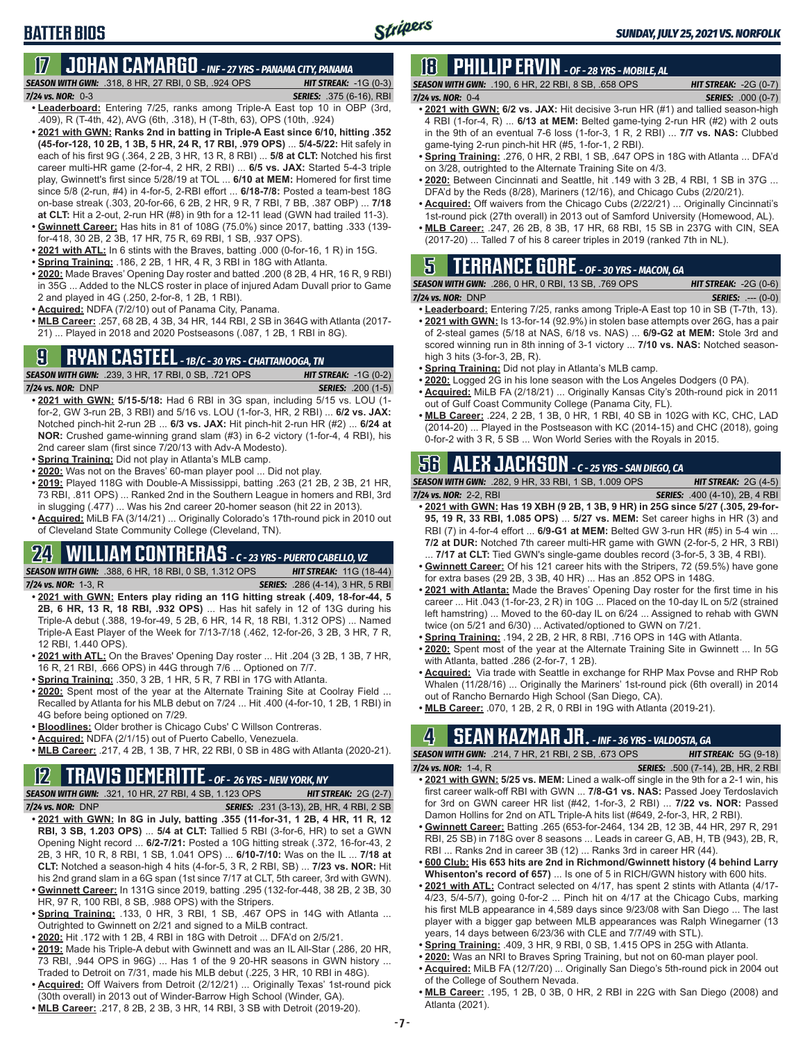# BATTER BIOS

## 17 JOHAN CAMARGO - INF - 27 YRS - PANAMA CITY, PANAMA

**SEASON WITH GWN:** .318, 8 HR, 27 RBI, 0 SB, .924 OPS | **HIT STREAK:** -1G (0-3)
**7/24 vs. NOR:** 0-3 | **SERIES:** .375 (6-16), RBI

- **Leaderboard:** Entering 7/25, ranks among Triple-A East top 10 in OBP (3rd, .409), R (T-4th, 42), AVG (6th, .318), H (T-8th, 63), OPS (10th, .924)
- **2021 with GWN: Ranks 2nd in batting in Triple-A East since 6/10, hitting .352 (45-for-128, 10 2B, 1 3B, 5 HR, 24 R, 17 RBI, .979 OPS)** ... **5/4-5/22:** Hit safely in each of his first 9G (.364, 2 2B, 3 HR, 13 R, 8 RBI) ... **5/8 at CLT:** Notched his first career multi-HR game (2-for-4, 2 HR, 2 RBI) ... **6/5 vs. JAX:** Started 5-4-3 triple play, Gwinnett's first since 5/28/19 at TOL ... **6/10 at MEM:** Homered for first time since 5/8 (2-run, #4) in 4-for-5, 2-RBI effort ... **6/18-7/8:** Posted a team-best 18G on-base streak (.303, 20-for-66, 6 2B, 2 HR, 9 R, 7 RBI, 7 BB, .387 OBP) ... **7/18 at CLT:** Hit a 2-out, 2-run HR (#8) in 9th for a 12-11 lead (GWN had trailed 11-3).
- **Gwinnett Career:** Has hits in 81 of 108G (75.0%) since 2017, batting .333 (139-for-418, 30 2B, 2 3B, 17 HR, 75 R, 69 RBI, 1 SB, .937 OPS).
- **2021 with ATL:** In 6 stints with the Braves, batting .000 (0-for-16, 1 R) in 15G.
- **Spring Training:** .186, 2 2B, 1 HR, 4 R, 3 RBI in 18G with Atlanta.
- **2020:** Made Braves' Opening Day roster and batted .200 (8 2B, 4 HR, 16 R, 9 RBI) in 35G ... Added to the NLCS roster in place of injured Adam Duvall prior to Game 2 and played in 4G (.250, 2-for-8, 1 2B, 1 RBI).
- **Acquired:** NDFA (7/2/10) out of Panama City, Panama.
- **MLB Career:** .257, 68 2B, 4 3B, 34 HR, 144 RBI, 2 SB in 364G with Atlanta (2017-21) ... Played in 2018 and 2020 Postseasons (.087, 1 2B, 1 RBI in 8G).

## 9 RYAN CASTEEL - 1B/C - 30 YRS - CHATTANOOGA, TN

**SEASON WITH GWN:** .239, 3 HR, 17 RBI, 0 SB, .721 OPS | **HIT STREAK:** -1G (0-2)
**7/24 vs. NOR:** DNP | **SERIES:** .200 (1-5)

- **2021 with GWN: 5/15-5/18:** Had 6 RBI in 3G span, including 5/15 vs. LOU (1-for-2, GW 3-run 2B, 3 RBI) and 5/16 vs. LOU (1-for-3, HR, 2 RBI) ... **6/2 vs. JAX:** Notched pinch-hit 2-run 2B ... **6/3 vs. JAX:** Hit pinch-hit 2-run HR (#2) ... **6/24 at NOR:** Crushed game-winning grand slam (#3) in 6-2 victory (1-for-4, 4 RBI), his 2nd career slam (first since 7/20/13 with Adv-A Modesto).
- **Spring Training:** Did not play in Atlanta's MLB camp.
- **2020:** Was not on the Braves' 60-man player pool ... Did not play.
- **2019:** Played 118G with Double-A Mississippi, batting .263 (21 2B, 2 3B, 21 HR, 73 RBI, .811 OPS) ... Ranked 2nd in the Southern League in homers and RBI, 3rd in slugging (.477) ... Was his 2nd career 20-homer season (hit 22 in 2013).
- **Acquired:** MiLB FA (3/14/21) ... Originally Colorado's 17th-round pick in 2010 out of Cleveland State Community College (Cleveland, TN).

## 24 WILLIAM CONTRERAS - C - 23 YRS - PUERTO CABELLO, VZ

**SEASON WITH GWN:** .388, 6 HR, 18 RBI, 0 SB, 1.312 OPS | **HIT STREAK:** 11G (18-44)
**7/24 vs. NOR:** 1-3, R | **SERIES:** .286 (4-14), 3 HR, 5 RBI

- **2021 with GWN: Enters play riding an 11G hitting streak (.409, 18-for-44, 5 2B, 6 HR, 13 R, 18 RBI, .932 OPS)** ... Has hit safely in 12 of 13G during his Triple-A debut (.388, 19-for-49, 5 2B, 6 HR, 14 R, 18 RBI, 1.312 OPS) ... Named Triple-A East Player of the Week for 7/13-7/18 (.462, 12-for-26, 3 2B, 3 HR, 7 R, 12 RBI, 1.440 OPS).
- **2021 with ATL:** On the Braves' Opening Day roster ... Hit .204 (3 2B, 1 3B, 7 HR, 16 R, 21 RBI, .666 OPS) in 44G through 7/6 ... Optioned on 7/7.
- **Spring Training:** .350, 3 2B, 1 HR, 5 R, 7 RBI in 17G with Atlanta.
- **2020:** Spent most of the year at the Alternate Training Site at Coolray Field ... Recalled by Atlanta for his MLB debut on 7/24 ... Hit .400 (4-for-10, 1 2B, 1 RBI) in 4G before being optioned on 7/29.
- **Bloodlines:** Older brother is Chicago Cubs' C Willson Contreras.
- **Acquired:** NDFA (2/1/15) out of Puerto Cabello, Venezuela.
- **MLB Career:** .217, 4 2B, 1 3B, 7 HR, 22 RBI, 0 SB in 48G with Atlanta (2020-21).

## 12 TRAVIS DEMERITTE - OF - 26 YRS - NEW YORK, NY

**SEASON WITH GWN:** .321, 10 HR, 27 RBI, 4 SB, 1.123 OPS | **HIT STREAK:** 2G (2-7)
**7/24 vs. NOR:** DNP | **SERIES:** .231 (3-13), 2B, HR, 4 RBI, 2 SB

- **2021 with GWN: In 8G in July, batting .355 (11-for-31, 1 2B, 4 HR, 11 R, 12 RBI, 3 SB, 1.203 OPS)** ... **5/4 at CLT:** Tallied 5 RBI (3-for-6, HR) to set a GWN Opening Night record ... **6/2-7/21:** Posted a 10G hitting streak (.372, 16-for-43, 2 2B, 3 HR, 10 R, 8 RBI, 1 SB, 1.041 OPS) ... **6/10-7/10:** Was on the IL ... **7/18 at CLT:** Notched a season-high 4 hits (4-for-5, 3 R, 2 RBI, SB) ... **7/23 vs. NOR:** Hit his 2nd grand slam in a 6G span (1st since 7/17 at CLT, 5th career, 3rd with GWN).
- **Gwinnett Career:** In 131G since 2019, batting .295 (132-for-448, 38 2B, 2 3B, 30 HR, 97 R, 100 RBI, 8 SB, .988 OPS) with the Stripers.
- **Spring Training:** .133, 0 HR, 3 RBI, 1 SB, .467 OPS in 14G with Atlanta ... Outrighted to Gwinnett on 2/21 and signed to a MiLB contract.
- **2020:** Hit .172 with 1 2B, 4 RBI in 18G with Detroit ... DFA'd on 2/5/21.
- **2019:** Made his Triple-A debut with Gwinnett and was an IL All-Star (.286, 20 HR, 73 RBI, .944 OPS in 96G) ... Has 1 of the 9 20-HR seasons in GWN history ... Traded to Detroit on 7/31, made his MLB debut (.225, 3 HR, 10 RBI in 48G).
- **Acquired:** Off Waivers from Detroit (2/12/21) ... Originally Texas' 1st-round pick (30th overall) in 2013 out of Winder-Barrow High School (Winder, GA).
- **MLB Career:** .217, 8 2B, 2 3B, 3 HR, 14 RBI, 3 SB with Detroit (2019-20).

## 18 PHILLIP ERVIN - OF - 28 YRS - MOBILE, AL

**SEASON WITH GWN:** .190, 6 HR, 22 RBI, 8 SB, .658 OPS | **HIT STREAK:** -2G (0-7)
**7/24 vs. NOR:** 0-4 | **SERIES:** .000 (0-7)

- **2021 with GWN: 6/2 vs. JAX:** Hit decisive 3-run HR (#1) and tallied season-high 4 RBI (1-for-4, R) ... **6/13 at MEM:** Belted game-tying 2-run HR (#2) with 2 outs in the 9th of an eventual 7-6 loss (1-for-3, 1 R, 2 RBI) ... **7/7 vs. NAS:** Clubbed game-tying 2-run pinch-hit HR (#5, 1-for-1, 2 RBI).
- **Spring Training:** .276, 0 HR, 2 RBI, 1 SB, .647 OPS in 18G with Atlanta ... DFA'd on 3/28, outrighted to the Alternate Training Site on 4/3.
- **2020:** Between Cincinnati and Seattle, hit .149 with 3 2B, 4 RBI, 1 SB in 37G ... DFA'd by the Reds (8/28), Mariners (12/16), and Chicago Cubs (2/20/21).
- **Acquired:** Off waivers from the Chicago Cubs (2/22/21) ... Originally Cincinnati's 1st-round pick (27th overall) in 2013 out of Samford University (Homewood, AL).
- **MLB Career:** .247, 26 2B, 8 3B, 17 HR, 68 RBI, 15 SB in 237G with CIN, SEA (2017-20) ... Talled 7 of his 8 career triples in 2019 (ranked 7th in NL).

## 5 TERRANCE GORE - OF - 30 YRS - MACON, GA

**SEASON WITH GWN:** .286, 0 HR, 0 RBI, 13 SB, .769 OPS | **HIT STREAK:** -2G (0-6)
**7/24 vs. NOR:** DNP | **SERIES:** .--- (0-0)

- **Leaderboard:** Entering 7/25, ranks among Triple-A East top 10 in SB (T-7th, 13).
- **2021 with GWN:** Is 13-for-14 (92.9%) in stolen base attempts over 26G, has a pair of 2-steal games (5/18 at NAS, 6/18 vs. NAS) ... **6/9-G2 at MEM:** Stole 3rd and scored winning run in 8th inning of 3-1 victory ... **7/10 vs. NAS:** Notched season-high 3 hits (3-for-3, 2B, R).
- **Spring Training:** Did not play in Atlanta's MLB camp.
- **2020:** Logged 2G in his lone season with the Los Angeles Dodgers (0 PA).
- **Acquired:** MiLB FA (2/18/21) ... Originally Kansas City's 20th-round pick in 2011 out of Gulf Coast Community College (Panama City, FL).
- **MLB Career:** .224, 2 2B, 1 3B, 0 HR, 1 RBI, 40 SB in 102G with KC, CHC, LAD (2014-20) ... Played in the Postseason with KC (2014-15) and CHC (2018), going 0-for-2 with 3 R, 5 SB ... Won World Series with the Royals in 2015.

## 56 ALEX JACKSON - C - 25 YRS - SAN DIEGO, CA

**SEASON WITH GWN:** .282, 9 HR, 33 RBI, 1 SB, 1.009 OPS | **HIT STREAK:** 2G (4-5)
**7/24 vs. NOR:** 2-2, RBI | **SERIES:** .400 (4-10), 2B, 4 RBI

- **2021 with GWN: Has 19 XBH (9 2B, 1 3B, 9 HR) in 25G since 5/27 (.305, 29-for-95, 19 R, 33 RBI, 1.085 OPS)** ... **5/27 vs. MEM:** Set career highs in HR (3) and RBI (7) in 4-for-4 effort ... **6/9-G1 at MEM:** Belted GW 3-run HR (#5) in 5-4 win ... **7/2 at DUR:** Notched 7th career multi-HR game with GWN (2-for-5, 2 HR, 3 RBI) ... **7/17 at CLT:** Tied GWN's single-game doubles record (3-for-5, 3 3B, 4 RBI).
- **Gwinnett Career:** Of his 121 career hits with the Stripers, 72 (59.5%) have gone for extra bases (29 2B, 3 3B, 40 HR) ... Has an .852 OPS in 148G.
- **2021 with Atlanta:** Made the Braves' Opening Day roster for the first time in his career ... Hit .043 (1-for-23, 2 R) in 10G ... Placed on the 10-day IL on 5/2 (strained left hamstring) ... Moved to the 60-day IL on 6/24 ... Assigned to rehab with GWN twice (on 5/21 and 6/30) ... Activated/optioned to GWN on 7/21.
- **Spring Training:** .194, 2 2B, 2 HR, 8 RBI, .716 OPS in 14G with Atlanta.
- **2020:** Spent most of the year at the Alternate Training Site in Gwinnett ... In 5G with Atlanta, batted .286 (2-for-7, 1 2B).
- **Acquired:** Via trade with Seattle in exchange for RHP Max Povse and RHP Rob Whalen (11/28/16) ... Originally the Mariners' 1st-round pick (6th overall) in 2014 out of Rancho Bernardo High School (San Diego, CA).
- **MLB Career:** .070, 1 2B, 2 R, 0 RBI in 19G with Atlanta (2019-21).

## 4 SEAN KAZMAR JR. - INF - 36 YRS - VALDOSTA, GA

**SEASON WITH GWN:** .214, 7 HR, 21 RBI, 2 SB, .673 OPS | **HIT STREAK:** 5G (9-18)
**7/24 vs. NOR:** 1-4, R | **SERIES:** .500 (7-14), 2B, HR, 2 RBI

- **2021 with GWN: 5/25 vs. MEM:** Lined a walk-off single in the 9th for a 2-1 win, his first career walk-off RBI with GWN ... **7/8-G1 vs. NAS:** Passed Joey Terdoslavich for 3rd on GWN career HR list (#42, 1-for-3, 2 RBI) ... **7/22 vs. NOR:** Passed Damon Hollins for 2nd on ATL Triple-A hits list (#649, 2-for-3, HR, 2 RBI).
- **Gwinnett Career:** Batting .265 (653-for-2464, 134 2B, 12 3B, 44 HR, 297 R, 291 RBI, 25 SB) in 718G over 8 seasons ... Leads in career G, AB, H, TB (943), 2B, R, RBI ... Ranks 2nd in career 3B (12) ... Ranks 3rd in career HR (44).
- **600 Club: His 653 hits are 2nd in Richmond/Gwinnett history (4 behind Larry Whisenton's record of 657)** ... Is one of 5 in RICH/GWN history with 600 hits.
- **2021 with ATL:** Contract selected on 4/17, has spent 2 stints with Atlanta (4/17-4/23, 5/4-5/7), going 0-for-2 ... Pinch hit on 4/17 at the Chicago Cubs, marking his first MLB appearance in 4,589 days since 9/23/08 with San Diego ... The last player with a bigger gap between MLB appearances was Ralph Winegarner (13 years, 14 days between 6/23/36 with CLE and 7/7/49 with STL).
- **Spring Training:** .409, 3 HR, 9 RBI, 0 SB, 1.415 OPS in 25G with Atlanta.
- **2020:** Was an NRI to Braves Spring Training, but not on 60-man player pool.
- **Acquired:** MiLB FA (12/7/20) ... Originally San Diego's 5th-round pick in 2004 out of the College of Southern Nevada.
- **MLB Career:** .195, 1 2B, 0 3B, 0 HR, 2 RBI in 22G with San Diego (2008) and Atlanta (2021).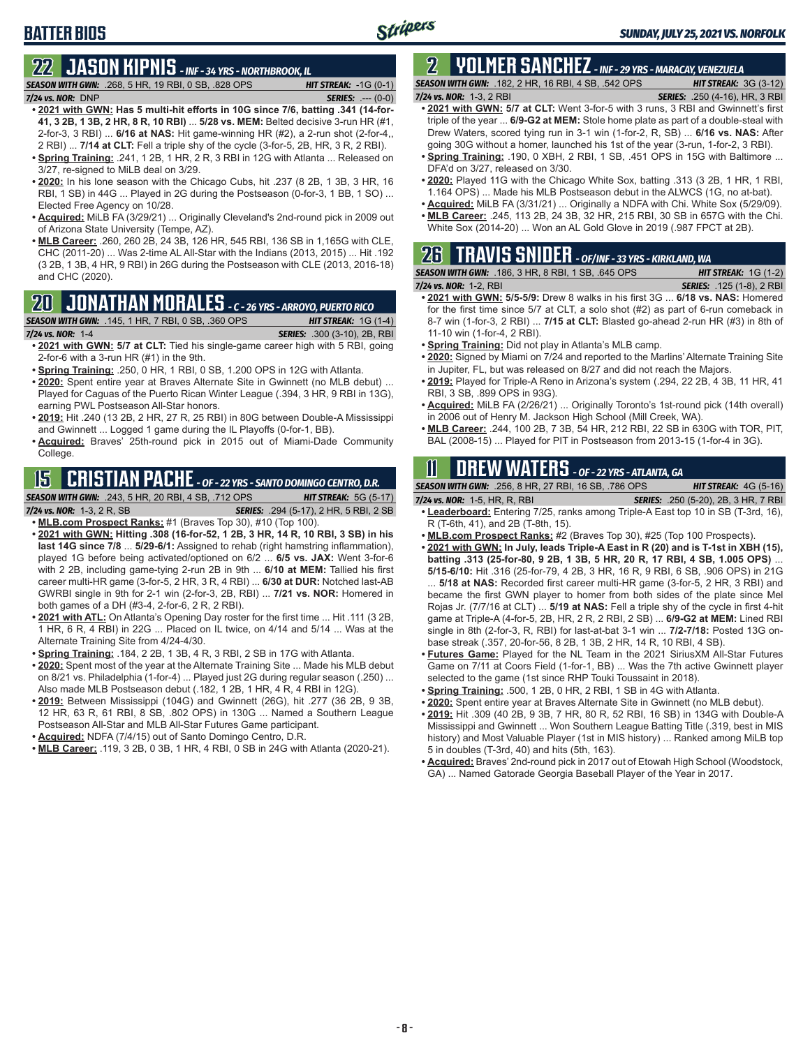# BATTER BIOS

## 22 JASON KIPNIS - INF - 34 YRS - NORTHBROOK, IL

**SEASON WITH GWN:** .268, 5 HR, 19 RBI, 0 SB, .828 OPS **HIT STREAK:** -1G (0-1)
**7/24 vs. NOR:** DNP **SERIES:** .--- (0-0)

- **2021 with GWN: Has 5 multi-hit efforts in 10G since 7/6, batting .341 (14-for-41, 3 2B, 1 3B, 2 HR, 8 R, 10 RBI)** ... **5/28 vs. MEM:** Belted decisive 3-run HR (#1, 2-for-3, 3 RBI) ... **6/16 at NAS:** Hit game-winning HR (#2), a 2-run shot (2-for-4,, 2 RBI) ... **7/14 at CLT:** Fell a triple shy of the cycle (3-for-5, 2B, HR, 3 R, 2 RBI).
- **Spring Training:** .241, 1 2B, 1 HR, 2 R, 3 RBI in 12G with Atlanta ... Released on 3/27, re-signed to MiLB deal on 3/29.
- **2020:** In his lone season with the Chicago Cubs, hit .237 (8 2B, 1 3B, 3 HR, 16 RBI, 1 SB) in 44G ... Played in 2G during the Postseason (0-for-3, 1 BB, 1 SO) ... Elected Free Agency on 10/28.
- **Acquired:** MiLB FA (3/29/21) ... Originally Cleveland's 2nd-round pick in 2009 out of Arizona State University (Tempe, AZ).
- **MLB Career:** .260, 260 2B, 24 3B, 126 HR, 545 RBI, 136 SB in 1,165G with CLE, CHC (2011-20) ... Was 2-time AL All-Star with the Indians (2013, 2015) ... Hit .192 (3 2B, 1 3B, 4 HR, 9 RBI) in 26G during the Postseason with CLE (2013, 2016-18) and CHC (2020).

## 20 JONATHAN MORALES - C - 26 YRS - ARROYO, PUERTO RICO

**SEASON WITH GWN:** .145, 1 HR, 7 RBI, 0 SB, .360 OPS **HIT STREAK:** 1G (1-4)
**7/24 vs. NOR:** 1-4 **SERIES:** .300 (3-10), 2B, RBI

- **2021 with GWN: 5/7 at CLT:** Tied his single-game career high with 5 RBI, going 2-for-6 with a 3-run HR (#1) in the 9th.
- **Spring Training:** .250, 0 HR, 1 RBI, 0 SB, 1.200 OPS in 12G with Atlanta.
- **2020:** Spent entire year at Braves Alternate Site in Gwinnett (no MLB debut) ... Played for Caguas of the Puerto Rican Winter League (.394, 3 HR, 9 RBI in 13G), earning PWL Postseason All-Star honors.
- **2019:** Hit .240 (13 2B, 2 HR, 27 R, 25 RBI) in 80G between Double-A Mississippi and Gwinnett ... Logged 1 game during the IL Playoffs (0-for-1, BB).
- **Acquired:** Braves' 25th-round pick in 2015 out of Miami-Dade Community College.

## 15 CRISTIAN PACHE - OF - 22 YRS - SANTO DOMINGO CENTRO, D.R.

**SEASON WITH GWN:** .243, 5 HR, 20 RBI, 4 SB, .712 OPS **HIT STREAK:** 5G (5-17)
**7/24 vs. NOR:** 1-3, 2 R, SB **SERIES:** .294 (5-17), 2 HR, 5 RBI, 2 SB

- **MLB.com Prospect Ranks:** #1 (Braves Top 30), #10 (Top 100).
- **2021 with GWN: Hitting .308 (16-for-52, 1 2B, 3 HR, 14 R, 10 RBI, 3 SB) in his last 14G since 7/8** ... **5/29-6/1:** Assigned to rehab (right hamstring inflammation), played 1G before being activated/optioned on 6/2 ... **6/5 vs. JAX:** Went 3-for-6 with 2 2B, including game-tying 2-run 2B in 9th ... **6/10 at MEM:** Tallied his first career multi-HR game (3-for-5, 2 HR, 3 R, 4 RBI) ... **6/30 at DUR:** Notched last-AB GWRBI single in 9th for 2-1 win (2-for-3, 2B, RBI) ... **7/21 vs. NOR:** Homered in both games of a DH (#3-4, 2-for-6, 2 R, 2 RBI).
- **2021 with ATL:** On Atlanta's Opening Day roster for the first time ... Hit .111 (3 2B, 1 HR, 6 R, 4 RBI) in 22G ... Placed on IL twice, on 4/14 and 5/14 ... Was at the Alternate Training Site from 4/24-4/30.
- **Spring Training:** .184, 2 2B, 1 3B, 4 R, 3 RBI, 2 SB in 17G with Atlanta.
- **2020:** Spent most of the year at the Alternate Training Site ... Made his MLB debut on 8/21 vs. Philadelphia (1-for-4) ... Played just 2G during regular season (.250) ... Also made MLB Postseason debut (.182, 1 2B, 1 HR, 4 R, 4 RBI in 12G).
- **2019:** Between Mississippi (104G) and Gwinnett (26G), hit .277 (36 2B, 9 3B, 12 HR, 63 R, 61 RBI, 8 SB, .802 OPS) in 130G ... Named a Southern League Postseason All-Star and MLB All-Star Futures Game participant.
- **Acquired:** NDFA (7/4/15) out of Santo Domingo Centro, D.R.
- **MLB Career:** .119, 3 2B, 0 3B, 1 HR, 4 RBI, 0 SB in 24G with Atlanta (2020-21).

## 2 YOLMER SANCHEZ - INF - 29 YRS - MARACAY, VENEZUELA

**SEASON WITH GWN:** .182, 2 HR, 16 RBI, 4 SB, .542 OPS **HIT STREAK:** 3G (3-12)
**7/24 vs. NOR:** 1-3, 2 RBI **SERIES:** .250 (4-16), HR, 3 RBI

- **2021 with GWN: 5/7 at CLT:** Went 3-for-5 with 3 runs, 3 RBI and Gwinnett's first triple of the year ... **6/9-G2 at MEM:** Stole home plate as part of a double-steal with Drew Waters, scored tying run in 3-1 win (1-for-2, R, SB) ... **6/16 vs. NAS:** After going 30G without a homer, launched his 1st of the year (3-run, 1-for-2, 3 RBI).
- **Spring Training:** .190, 0 XBH, 2 RBI, 1 SB, .451 OPS in 15G with Baltimore ... DFA'd on 3/27, released on 3/30.
- **2020:** Played 11G with the Chicago White Sox, batting .313 (3 2B, 1 HR, 1 RBI, 1.164 OPS) ... Made his MLB Postseason debut in the ALWCS (1G, no at-bat).
- **Acquired:** MiLB FA (3/31/21) ... Originally a NDFA with Chi. White Sox (5/29/09).
- **MLB Career:** .245, 113 2B, 24 3B, 32 HR, 215 RBI, 30 SB in 657G with the Chi. White Sox (2014-20) ... Won an AL Gold Glove in 2019 (.987 FPCT at 2B).

## 26 TRAVIS SNIDER - OF/INF - 33 YRS - KIRKLAND, WA

**SEASON WITH GWN:** .186, 3 HR, 8 RBI, 1 SB, .645 OPS **HIT STREAK:** 1G (1-2)
**7/24 vs. NOR:** 1-2, RBI **SERIES:** .125 (1-8), 2 RBI

- **2021 with GWN: 5/5-5/9:** Drew 8 walks in his first 3G ... **6/18 vs. NAS:** Homered for the first time since 5/7 at CLT, a solo shot (#2) as part of 6-run comeback in 8-7 win (1-for-3, 2 RBI) ... **7/15 at CLT:** Blasted go-ahead 2-run HR (#3) in 8th of 11-10 win (1-for-4, 2 RBI).
- **Spring Training:** Did not play in Atlanta's MLB camp.
- **2020:** Signed by Miami on 7/24 and reported to the Marlins' Alternate Training Site in Jupiter, FL, but was released on 8/27 and did not reach the Majors.
- **2019:** Played for Triple-A Reno in Arizona's system (.294, 22 2B, 4 3B, 11 HR, 41 RBI, 3 SB, .899 OPS in 93G).
- **Acquired:** MiLB FA (2/26/21) ... Originally Toronto's 1st-round pick (14th overall) in 2006 out of Henry M. Jackson High School (Mill Creek, WA).
- **MLB Career:** .244, 100 2B, 7 3B, 54 HR, 212 RBI, 22 SB in 630G with TOR, PIT, BAL (2008-15) ... Played for PIT in Postseason from 2013-15 (1-for-4 in 3G).

## 11 DREW WATERS - OF - 22 YRS - ATLANTA, GA

**SEASON WITH GWN:** .256, 8 HR, 27 RBI, 16 SB, .786 OPS **HIT STREAK:** 4G (5-16)
**7/24 vs. NOR:** 1-5, HR, R, RBI **SERIES:** .250 (5-20), 2B, 3 HR, 7 RBI

- **Leaderboard:** Entering 7/25, ranks among Triple-A East top 10 in SB (T-3rd, 16), R (T-6th, 41), and 2B (T-8th, 15).
- **MLB.com Prospect Ranks:** #2 (Braves Top 30), #25 (Top 100 Prospects).
- **2021 with GWN: In July, leads Triple-A East in R (20) and is T-1st in XBH (15), batting .313 (25-for-80, 9 2B, 1 3B, 5 HR, 20 R, 17 RBI, 4 SB, 1.005 OPS)** ... **5/15-6/10:** Hit .316 (25-for-79, 4 2B, 3 HR, 16 R, 9 RBI, 6 SB, .906 OPS) in 21G ... **5/18 at NAS:** Recorded first career multi-HR game (3-for-5, 2 HR, 3 RBI) and became the first GWN player to homer from both sides of the plate since Mel Rojas Jr. (7/7/16 at CLT) ... **5/19 at NAS:** Fell a triple shy of the cycle in first 4-hit game at Triple-A (4-for-5, 2B, HR, 2 R, 2 RBI, 2 SB) ... **6/9-G2 at MEM:** Lined RBI single in 8th (2-for-3, R, RBI) for last-at-bat 3-1 win ... **7/2-7/18:** Posted 13G on-base streak (.357, 20-for-56, 8 2B, 1 3B, 2 HR, 14 R, 10 RBI, 4 SB).
- **Futures Game:** Played for the NL Team in the 2021 SiriusXM All-Star Futures Game on 7/11 at Coors Field (1-for-1, BB) ... Was the 7th active Gwinnett player selected to the game (1st since RHP Touki Toussaint in 2018).
- **Spring Training:** .500, 1 2B, 0 HR, 2 RBI, 1 SB in 4G with Atlanta.
- **2020:** Spent entire year at Braves Alternate Site in Gwinnett (no MLB debut).
- **2019:** Hit .309 (40 2B, 9 3B, 7 HR, 80 R, 52 RBI, 16 SB) in 134G with Double-A Mississippi and Gwinnett ... Won Southern League Batting Title (.319, best in MIS history) and Most Valuable Player (1st in MIS history) ... Ranked among MiLB top 5 in doubles (T-3rd, 40) and hits (5th, 163).
- **Acquired:** Braves' 2nd-round pick in 2017 out of Etowah High School (Woodstock, GA) ... Named Gatorade Georgia Baseball Player of the Year in 2017.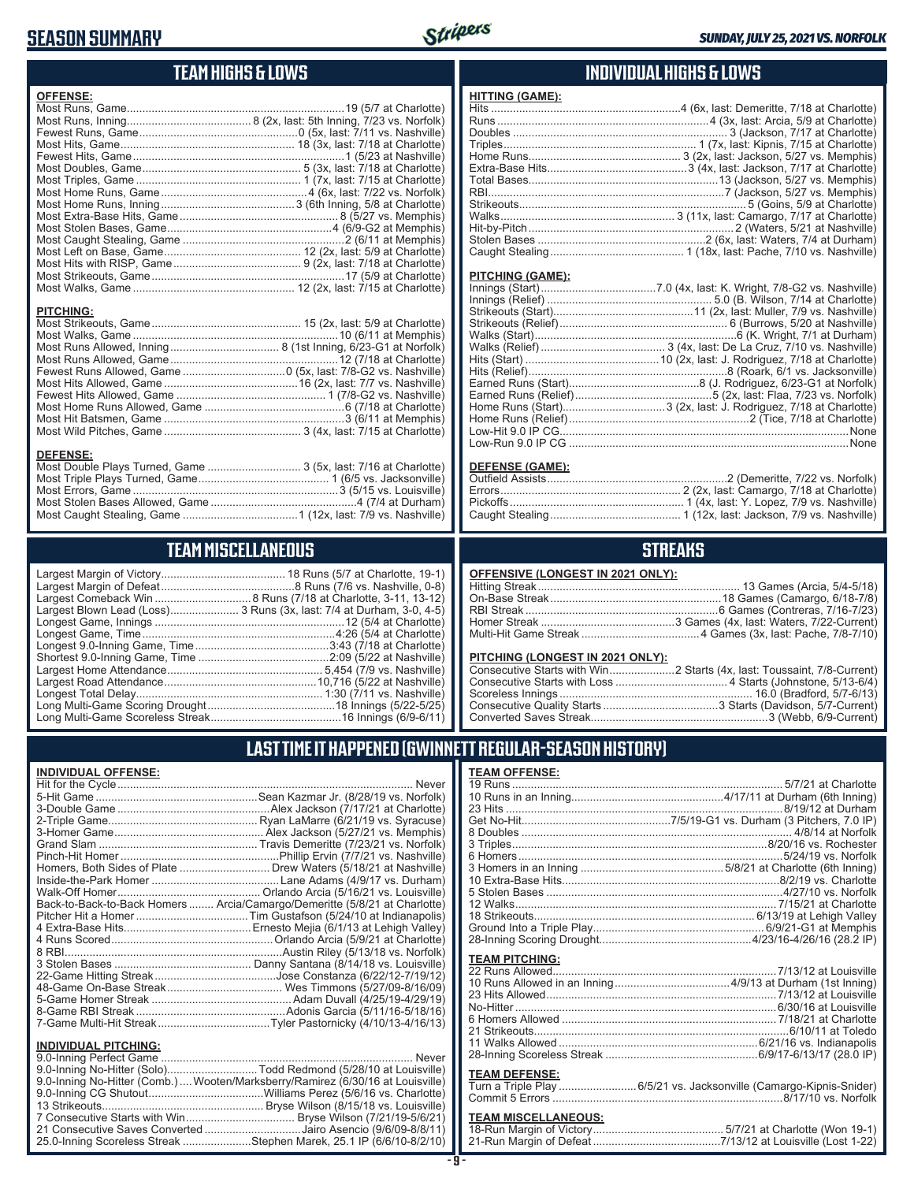# SEASON SUMMARY

## TEAM HIGHS & LOWS

### OFFENSE:

| | |
|---|---|
| Most Runs, Game | 19 (5/7 at Charlotte) |
| Most Runs, Inning | 8 (2x, last: 5th Inning, 7/23 vs. Norfolk) |
| Fewest Runs, Game | 0 (5x, last: 7/11 vs. Nashville) |
| Most Hits, Game | 18 (3x, last: 7/18 at Charlotte) |
| Fewest Hits, Game | 1 (5/23 at Nashville) |
| Most Doubles, Game | 5 (3x, last: 7/18 at Charlotte) |
| Most Triples, Game | 1 (7x, last: 7/15 at Charlotte) |
| Most Home Runs, Game | 4 (6x, last: 7/22 vs. Norfolk) |
| Most Home Runs, Inning | 3 (6th Inning, 5/8 at Charlotte) |
| Most Extra-Base Hits, Game | 8 (5/27 vs. Memphis) |
| Most Stolen Bases, Game | 4 (6/9-G2 at Memphis) |
| Most Caught Stealing, Game | 2 (6/11 at Memphis) |
| Most Left on Base, Game | 12 (2x, last: 5/9 at Charlotte) |
| Most Hits with RISP, Game | 9 (2x, last: 7/18 at Charlotte) |
| Most Strikeouts, Game | 17 (5/9 at Charlotte) |
| Most Walks, Game | 12 (2x, last: 7/15 at Charlotte) |

### PITCHING:

| | |
|---|---|
| Most Strikeouts, Game | 15 (2x, last: 5/9 at Charlotte) |
| Most Walks, Game | 10 (6/11 at Memphis) |
| Most Runs Allowed, Inning | 8 (1st Inning, 6/23-G1 at Norfolk) |
| Most Runs Allowed, Game | 12 (7/18 at Charlotte) |
| Fewest Runs Allowed, Game | 0 (5x, last: 7/8-G2 vs. Nashville) |
| Most Hits Allowed, Game | 16 (2x, last: 7/7 vs. Nashville) |
| Fewest Hits Allowed, Game | 1 (7/8-G2 vs. Nashville) |
| Most Home Runs Allowed, Game | 6 (7/18 at Charlotte) |
| Most Hit Batsmen, Game | 3 (6/11 at Memphis) |
| Most Wild Pitches, Game | 3 (4x, last: 7/15 at Charlotte) |

### DEFENSE:

| | |
|---|---|
| Most Double Plays Turned, Game | 3 (5x, last: 7/16 at Charlotte) |
| Most Triple Plays Turned, Game | 1 (6/5 vs. Jacksonville) |
| Most Errors, Game | 3 (5/15 vs. Louisville) |
| Most Stolen Bases Allowed, Game | 4 (7/4 at Durham) |
| Most Caught Stealing, Game | 1 (12x, last: 7/9 vs. Nashville) |

## INDIVIDUAL HIGHS & LOWS

### HITTING (GAME):

| | |
|---|---|
| Hits | 4 (6x, last: Demeritte, 7/18 at Charlotte) |
| Runs | 4 (3x, last: Arcia, 5/9 at Charlotte) |
| Doubles | 3 (Jackson, 7/17 at Charlotte) |
| Triples | 1 (7x, last: Kipnis, 7/15 at Charlotte) |
| Home Runs | 3 (2x, last: Jackson, 5/27 vs. Memphis) |
| Extra-Base Hits | 3 (4x, last: Jackson, 7/17 at Charlotte) |
| Total Bases | 13 (Jackson, 5/27 vs. Memphis) |
| RBI | 7 (Jackson, 5/27 vs. Memphis) |
| Strikeouts | 5 (Goins, 5/9 at Charlotte) |
| Walks | 3 (11x, last: Camargo, 7/17 at Charlotte) |
| Hit-by-Pitch | 2 (Waters, 5/21 at Nashville) |
| Stolen Bases | 2 (6x, last: Waters, 7/4 at Durham) |
| Caught Stealing | 1 (18x, last: Pache, 7/10 vs. Nashville) |

### PITCHING (GAME):

| | |
|---|---|
| Innings (Start) | 7.0 (4x, last: K. Wright, 7/8-G2 vs. Nashville) |
| Innings (Relief) | 5.0 (B. Wilson, 7/14 at Charlotte) |
| Strikeouts (Start) | 11 (2x, last: Muller, 7/9 vs. Nashville) |
| Strikeouts (Relief) | 6 (Burrows, 5/20 at Nashville) |
| Walks (Start) | 6 (K. Wright, 7/1 at Durham) |
| Walks (Relief) | 3 (4x, last: De La Cruz, 7/10 vs. Nashville) |
| Hits (Start) | 10 (2x, last: J. Rodriguez, 7/18 at Charlotte) |
| Hits (Relief) | 8 (Roark, 6/1 vs. Jacksonville) |
| Earned Runs (Start) | 8 (J. Rodriguez, 6/23-G1 at Norfolk) |
| Earned Runs (Relief) | 5 (2x, last: Flaa, 7/23 vs. Norfolk) |
| Home Runs (Start) | 3 (2x, last: J. Rodriguez, 7/18 at Charlotte) |
| Home Runs (Relief) | 2 (Tice, 7/18 at Charlotte) |
| Low-Hit 9.0 IP CG | None |
| Low-Run 9.0 IP CG | None |

### DEFENSE (GAME):

| | |
|---|---|
| Outfield Assists | 2 (Demeritte, 7/22 vs. Norfolk) |
| Errors | 2 (2x, last: Camargo, 7/18 at Charlotte) |
| Pickoffs | 1 (4x, last: Y. Lopez, 7/9 vs. Nashville) |
| Caught Stealing | 1 (12x, last: Jackson, 7/9 vs. Nashville) |

## TEAM MISCELLANEOUS

| | |
|---|---|
| Largest Margin of Victory | 18 Runs (5/7 at Charlotte, 19-1) |
| Largest Margin of Defeat | 8 Runs (7/6 vs. Nashville, 0-8) |
| Largest Comeback Win | 8 Runs (7/18 at Charlotte, 3-11, 13-12) |
| Largest Blown Lead (Loss) | 3 Runs (3x, last: 7/4 at Durham, 3-0, 4-5) |
| Longest Game, Innings | 12 (5/4 at Charlotte) |
| Longest Game, Time | 4:26 (5/4 at Charlotte) |
| Longest 9.0-Inning Game, Time | 3:43 (7/18 at Charlotte) |
| Shortest 9.0-Inning Game, Time | 2:09 (5/22 at Nashville) |
| Largest Home Attendance | 5,454 (7/9 vs. Nashville) |
| Largest Road Attendance | 10,716 (5/22 at Nashville) |
| Longest Total Delay | 1:30 (7/11 vs. Nashville) |
| Long Multi-Game Scoring Drought | 18 Innings (5/22-5/25) |
| Long Multi-Game Scoreless Streak | 16 Innings (6/9-6/11) |

## STREAKS

### OFFENSIVE (LONGEST IN 2021 ONLY):

| | |
|---|---|
| Hitting Streak | 13 Games (Arcia, 5/4-5/18) |
| On-Base Streak | 18 Games (Camargo, 6/18-7/8) |
| RBI Streak | 6 Games (Contreras, 7/16-7/23) |
| Homer Streak | 3 Games (4x, last: Waters, 7/22-Current) |
| Multi-Hit Game Streak | 4 Games (3x, last: Pache, 7/8-7/10) |

### PITCHING (LONGEST IN 2021 ONLY):

| | |
|---|---|
| Consecutive Starts with Win | 2 Starts (4x, last: Toussaint, 7/8-Current) |
| Consecutive Starts with Loss | 4 Starts (Johnstone, 5/13-6/4) |
| Scoreless Innings | 16.0 (Bradford, 5/7-6/13) |
| Consecutive Quality Starts | 3 Starts (Davidson, 5/7-Current) |
| Converted Saves Streak | 3 (Webb, 6/9-Current) |

## LAST TIME IT HAPPENED (GWINNETT REGULAR-SEASON HISTORY)

### INDIVIDUAL OFFENSE:

| | |
|---|---|
| Hit for the Cycle | Never |
| 5-Hit Game | Sean Kazmar Jr. (8/28/19 vs. Norfolk) |
| 3-Double Game | Alex Jackson (7/17/21 at Charlotte) |
| 2-Triple Game | Ryan LaMarre (6/21/19 vs. Syracuse) |
| 3-Homer Game | Alex Jackson (5/27/21 vs. Memphis) |
| Grand Slam | Travis Demeritte (7/23/21 vs. Norfolk) |
| Pinch-Hit Homer | Phillip Ervin (7/7/21 vs. Nashville) |
| Homers, Both Sides of Plate | Drew Waters (5/18/21 at Nashville) |
| Inside-the-Park Homer | Lane Adams (4/9/17 vs. Durham) |
| Walk-Off Homer | Orlando Arcia (5/16/21 vs. Louisville) |
| Back-to-Back-to-Back Homers | Arcia/Camargo/Demeritte (5/8/21 at Charlotte) |
| Pitcher Hit a Homer | Tim Gustafson (5/24/10 at Indianapolis) |
| 4 Extra-Base Hits | Ernesto Mejia (6/1/13 at Lehigh Valley) |
| 4 Runs Scored | Orlando Arcia (5/9/21 at Charlotte) |
| 8 RBI | Austin Riley (5/13/18 vs. Norfolk) |
| 3 Stolen Bases | Danny Santana (8/14/18 vs. Louisville) |
| 22-Game Hitting Streak | Jose Constanza (6/22/12-7/19/12) |
| 48-Game On-Base Streak | Wes Timmons (5/27/09-8/16/09) |
| 5-Game Homer Streak | Adam Duvall (4/25/19-4/29/19) |
| 8-Game RBI Streak | Adonis Garcia (5/11/16-5/18/16) |
| 7-Game Multi-Hit Streak | Tyler Pastornicky (4/10/13-4/16/13) |

### INDIVIDUAL PITCHING:

| | |
|---|---|
| 9.0-Inning Perfect Game | Never |
| 9.0-Inning No-Hitter (Solo) | Todd Redmond (5/28/10 at Louisville) |
| 9.0-Inning No-Hitter (Comb.) | Wooten/Marksberry/Ramirez (6/30/16 at Louisville) |
| 9.0-Inning CG Shutout | Williams Perez (5/6/16 vs. Charlotte) |
| 13 Strikeouts | Bryse Wilson (8/15/18 vs. Louisville) |
| 7 Consecutive Starts with Win | Bryse Wilson (7/21/19-5/6/21) |
| 21 Consecutive Saves Converted | Jairo Asencio (9/6/09-8/8/11) |
| 25.0-Inning Scoreless Streak | Stephen Marek, 25.1 IP (6/6/10-8/2/10) |

### TEAM OFFENSE:

| | |
|---|---|
| 19 Runs | 5/7/21 at Charlotte |
| 10 Runs in an Inning | 4/17/11 at Durham (6th Inning) |
| 23 Hits | 8/19/12 at Durham |
| Get No-Hit | 7/5/19-G1 vs. Durham (3 Pitchers, 7.0 IP) |
| 8 Doubles | 4/8/14 at Norfolk |
| 3 Triples | 8/20/16 vs. Rochester |
| 6 Homers | 5/24/19 vs. Norfolk |
| 3 Homers in an Inning | 5/8/21 at Charlotte (6th Inning) |
| 10 Extra-Base Hits | 8/2/19 vs. Charlotte |
| 5 Stolen Bases | 4/27/10 vs. Norfolk |
| 12 Walks | 7/15/21 at Charlotte |
| 18 Strikeouts | 6/13/19 at Lehigh Valley |
| Ground Into a Triple Play | 6/9/21-G1 at Memphis |
| 28-Inning Scoring Drought | 4/23/16-4/26/16 (28.2 IP) |

### TEAM PITCHING:

| | |
|---|---|
| 22 Runs Allowed | 7/13/12 at Louisville |
| 10 Runs Allowed in an Inning | 4/9/13 at Durham (1st Inning) |
| 23 Hits Allowed | 7/13/12 at Louisville |
| No-Hitter | 6/30/16 at Louisville |
| 6 Homers Allowed | 7/18/21 at Charlotte |
| 21 Strikeouts | 6/10/11 at Toledo |
| 11 Walks Allowed | 6/21/16 vs. Indianapolis |
| 28-Inning Scoreless Streak | 6/9/17-6/13/17 (28.0 IP) |

### TEAM DEFENSE:

| | |
|---|---|
| Turn a Triple Play | 6/5/21 vs. Jacksonville (Camargo-Kipnis-Snider) |
| Commit 5 Errors | 8/17/10 vs. Norfolk |

### TEAM MISCELLANEOUS:

| | |
|---|---|
| 18-Run Margin of Victory | 5/7/21 at Charlotte (Won 19-1) |
| 21-Run Margin of Defeat | 7/13/12 at Louisville (Lost 1-22) |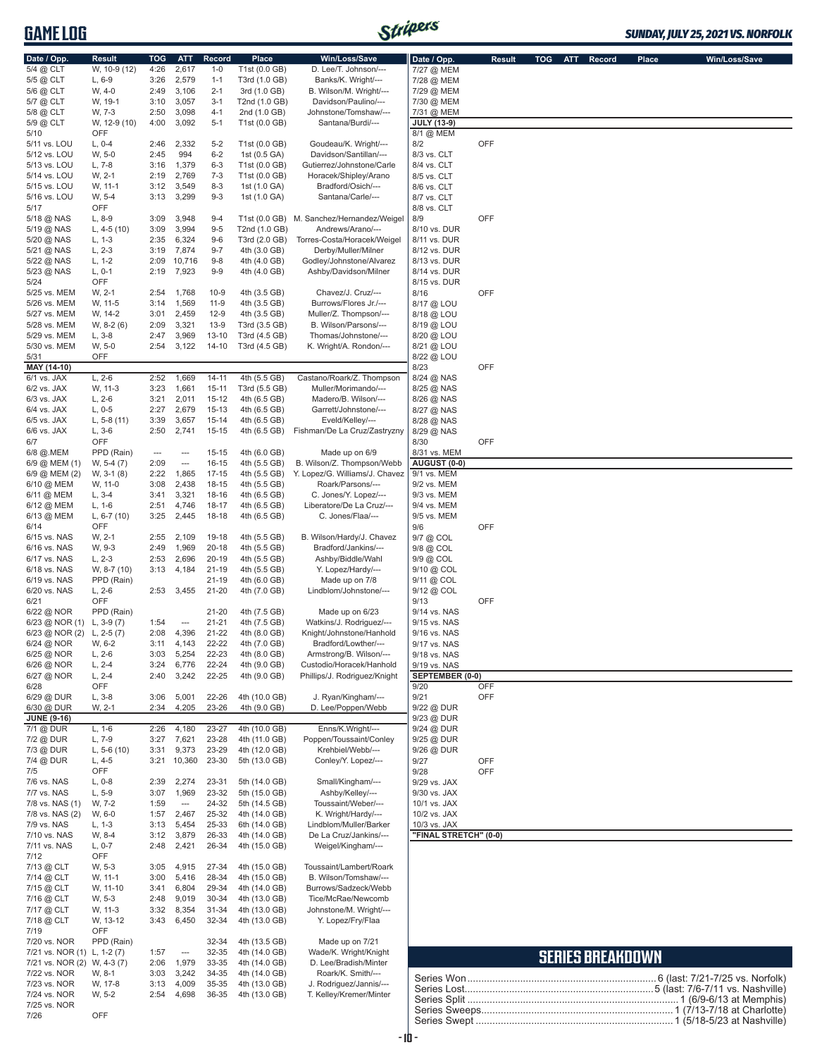# GAME LOG

| Date / Opp. | Result | TOG | ATT | Record | Place | Win/Loss/Save |
|---|---|---|---|---|---|---|
| 5/4 @ CLT | W, 10-9 (12) | 4:26 | 2,617 | 1-0 | T1st (0.0 GB) | D. Lee/T. Johnson/--- |
| 5/5 @ CLT | L, 6-9 | 3:26 | 2,579 | 1-1 | T3rd (1.0 GB) | Banks/K. Wright/--- |
| 5/6 @ CLT | W, 4-0 | 2:49 | 3,106 | 2-1 | 3rd (1.0 GB) | B. Wilson/M. Wright/--- |
| 5/7 @ CLT | W, 19-1 | 3:10 | 3,057 | 3-1 | T2nd (1.0 GB) | Davidson/Paulino/--- |
| 5/8 @ CLT | W, 7-3 | 2:50 | 3,098 | 4-1 | 2nd (1.0 GB) | Johnstone/Tomshaw/--- |
| 5/9 @ CLT | W, 12-9 (10) | 4:00 | 3,092 | 5-1 | T1st (0.0 GB) | Santana/Burdi/--- |
| 5/10 | OFF | | | | | |
| 5/11 vs. LOU | L, 0-4 | 2:46 | 2,332 | 5-2 | T1st (0.0 GB) | Goudeau/K. Wright/--- |
| 5/12 vs. LOU | W, 5-0 | 2:45 | 994 | 6-2 | 1st (0.5 GA) | Davidson/Santillan/--- |
| 5/13 vs. LOU | L, 7-8 | 3:16 | 1,379 | 6-3 | T1st (0.0 GB) | Gutierrez/Johnstone/Carle |
| 5/14 vs. LOU | W, 2-1 | 2:19 | 2,769 | 7-3 | T1st (0.0 GB) | Horacek/Shipley/Arano |
| 5/15 vs. LOU | W, 11-1 | 3:12 | 3,549 | 8-3 | 1st (1.0 GA) | Bradford/Osich/--- |
| 5/16 vs. LOU | W, 5-4 | 3:13 | 3,299 | 9-3 | 1st (1.0 GA) | Santana/Carle/--- |
| 5/17 | OFF | | | | | |
| 5/18 @ NAS | L, 8-9 | 3:09 | 3,948 | 9-4 | T1st (0.0 GB) | M. Sanchez/Hernandez/Weigel |
| 5/19 @ NAS | L, 4-5 (10) | 3:09 | 3,994 | 9-5 | T2nd (1.0 GB) | Andrews/Arano/--- |
| 5/20 @ NAS | L, 1-3 | 2:35 | 6,324 | 9-6 | T3rd (2.0 GB) | Torres-Costa/Horacek/Weigel |
| 5/21 @ NAS | L, 2-3 | 3:19 | 7,874 | 9-7 | 4th (3.0 GB) | Derby/Muller/Milner |
| 5/22 @ NAS | L, 1-2 | 2:09 | 10,716 | 9-8 | 4th (4.0 GB) | Godley/Johnstone/Alvarez |
| 5/23 @ NAS | L, 0-1 | 2:19 | 7,923 | 9-9 | 4th (4.0 GB) | Ashby/Davidson/Milner |
| 5/24 | OFF | | | | | |
| 5/25 vs. MEM | W, 2-1 | 2:54 | 1,768 | 10-9 | 4th (3.5 GB) | Chavez/J. Cruz/--- |
| 5/26 vs. MEM | W, 11-5 | 3:14 | 1,569 | 11-9 | 4th (3.5 GB) | Burrows/Flores Jr./--- |
| 5/27 vs. MEM | W, 14-2 | 3:01 | 2,459 | 12-9 | 4th (3.5 GB) | Muller/Z. Thompson/--- |
| 5/28 vs. MEM | W, 8-2 (6) | 2:09 | 3,321 | 13-9 | T3rd (3.5 GB) | B. Wilson/Parsons/--- |
| 5/29 vs. MEM | L, 3-8 | 2:47 | 3,969 | 13-10 | T3rd (4.5 GB) | Thomas/Johnstone/--- |
| 5/30 vs. MEM | W, 5-0 | 2:54 | 3,122 | 14-10 | T3rd (4.5 GB) | K. Wright/A. Rondon/--- |
| 5/31 | OFF | | | | | |
| **MAY (14-10)** | | | | | | |
| 6/1 vs. JAX | L, 2-6 | 2:52 | 1,669 | 14-11 | 4th (5.5 GB) | Castano/Roark/Z. Thompson |
| 6/2 vs. JAX | W, 11-3 | 3:23 | 1,661 | 15-11 | T3rd (5.5 GB) | Muller/Morimando/--- |
| 6/3 vs. JAX | L, 2-6 | 3:21 | 2,011 | 15-12 | 4th (6.5 GB) | Madero/B. Wilson/--- |
| 6/4 vs. JAX | L, 0-5 | 2:27 | 2,679 | 15-13 | 4th (6.5 GB) | Garrett/Johnstone/--- |
| 6/5 vs. JAX | L, 5-8 (11) | 3:39 | 3,657 | 15-14 | 4th (6.5 GB) | Eveld/Kelley/--- |
| 6/6 vs. JAX | L, 3-6 | 2:50 | 2,741 | 15-15 | 4th (6.5 GB) | Fishman/De La Cruz/Zastryzny |
| 6/7 | OFF | | | | | |
| 6/8 @.MEM | PPD (Rain) | --- | --- | 15-15 | 4th (6.0 GB) | Made up on 6/9 |
| 6/9 @ MEM (1) | W, 5-4 (7) | 2:09 | --- | 16-15 | 4th (5.5 GB) | B. Wilson/Z. Thompson/Webb |
| 6/9 @ MEM (2) | W, 3-1 (8) | 2:22 | 1,865 | 17-15 | 4th (5.5 GB) | Y. Lopez/G. Williams/J. Chavez |
| 6/10 @ MEM | W, 11-0 | 3:08 | 2,438 | 18-15 | 4th (5.5 GB) | Roark/Parsons/--- |
| 6/11 @ MEM | L, 3-4 | 3:41 | 3,321 | 18-16 | 4th (6.5 GB) | C. Jones/Y. Lopez/--- |
| 6/12 @ MEM | L, 1-6 | 2:51 | 4,746 | 18-17 | 4th (6.5 GB) | Liberatore/De La Cruz/--- |
| 6/13 @ MEM | L, 6-7 (10) | 3:25 | 2,445 | 18-18 | 4th (6.5 GB) | C. Jones/Flaa/--- |
| 6/14 | OFF | | | | | |
| 6/15 vs. NAS | W, 2-1 | 2:55 | 2,109 | 19-18 | 4th (5.5 GB) | B. Wilson/Hardy/J. Chavez |
| 6/16 vs. NAS | W, 9-3 | 2:49 | 1,969 | 20-18 | 4th (5.5 GB) | Bradford/Jankins/--- |
| 6/17 vs. NAS | L, 2-3 | 2:53 | 2,696 | 20-19 | 4th (5.5 GB) | Ashby/Biddle/Wahl |
| 6/18 vs. NAS | W, 8-7 (10) | 3:13 | 4,184 | 21-19 | 4th (5.5 GB) | Y. Lopez/Hardy/--- |
| 6/19 vs. NAS | PPD (Rain) | | | 21-19 | 4th (6.0 GB) | Made up on 7/8 |
| 6/20 vs. NAS | L, 2-6 | 2:53 | 3,455 | 21-20 | 4th (7.0 GB) | Lindblom/Johnstone/--- |
| 6/21 | OFF | | | | | |
| 6/22 @ NOR | PPD (Rain) | | | 21-20 | 4th (7.5 GB) | Made up on 6/23 |
| 6/23 @ NOR (1) | L, 3-9 (7) | 1:54 | --- | 21-21 | 4th (7.5 GB) | Watkins/J. Rodriguez/--- |
| 6/23 @ NOR (2) | L, 2-5 (7) | 2:08 | 4,396 | 21-22 | 4th (8.0 GB) | Knight/Johnstone/Hanhold |
| 6/24 @ NOR | W, 6-2 | 3:11 | 4,143 | 22-22 | 4th (7.0 GB) | Bradford/Lowther/--- |
| 6/25 @ NOR | L, 2-6 | 3:03 | 5,254 | 22-23 | 4th (8.0 GB) | Armstrong/B. Wilson/--- |
| 6/26 @ NOR | L, 2-4 | 3:24 | 6,776 | 22-24 | 4th (9.0 GB) | Custodio/Horacek/Hanhold |
| 6/27 @ NOR | L, 2-4 | 2:40 | 3,242 | 22-25 | 4th (9.0 GB) | Phillips/J. Rodriguez/Knight |
| 6/28 | OFF | | | | | |
| 6/29 @ DUR | L, 3-8 | 3:06 | 5,001 | 22-26 | 4th (10.0 GB) | J. Ryan/Kingham/--- |
| 6/30 @ DUR | W, 2-1 | 2:34 | 4,205 | 23-26 | 4th (9.0 GB) | D. Lee/Poppen/Webb |
| **JUNE (9-16)** | | | | | | |
| 7/1 @ DUR | L, 1-6 | 2:26 | 4,180 | 23-27 | 4th (10.0 GB) | Enns/K.Wright/--- |
| 7/2 @ DUR | L, 7-9 | 3:27 | 7,621 | 23-28 | 4th (11.0 GB) | Poppen/Toussaint/Conley |
| 7/3 @ DUR | L, 5-6 (10) | 3:31 | 9,373 | 23-29 | 4th (12.0 GB) | Krehbiel/Webb/--- |
| 7/4 @ DUR | L, 4-5 | 3:21 | 10,360 | 23-30 | 5th (13.0 GB) | Conley/Y. Lopez/--- |
| 7/5 | OFF | | | | | |
| 7/6 vs. NAS | L, 0-8 | 2:39 | 2,274 | 23-31 | 5th (14.0 GB) | Small/Kingham/--- |
| 7/7 vs. NAS | L, 5-9 | 3:07 | 1,969 | 23-32 | 5th (15.0 GB) | Ashby/Kelley/--- |
| 7/8 vs. NAS (1) | W, 7-2 | 1:59 | --- | 24-32 | 5th (14.5 GB) | Toussaint/Weber/--- |
| 7/8 vs. NAS (2) | W, 6-0 | 1:57 | 2,467 | 25-32 | 4th (14.0 GB) | K. Wright/Hardy/--- |
| 7/9 vs. NAS | L, 1-3 | 3:13 | 5,454 | 25-33 | 6th (14.0 GB) | Lindblom/Muller/Barker |
| 7/10 vs. NAS | W, 8-4 | 3:12 | 3,879 | 26-33 | 4th (14.0 GB) | De La Cruz/Jankins/--- |
| 7/11 vs. NAS | L, 0-7 | 2:48 | 2,421 | 26-34 | 4th (15.0 GB) | Weigel/Kingham/--- |
| 7/12 | OFF | | | | | |
| 7/13 @ CLT | W, 5-3 | 3:05 | 4,915 | 27-34 | 4th (15.0 GB) | Toussaint/Lambert/Roark |
| 7/14 @ CLT | W, 11-1 | 3:00 | 5,416 | 28-34 | 4th (15.0 GB) | B. Wilson/Tomshaw/--- |
| 7/15 @ CLT | W, 11-10 | 3:41 | 6,804 | 29-34 | 4th (14.0 GB) | Burrows/Sadzeck/Webb |
| 7/16 @ CLT | W, 5-3 | 2:48 | 9,019 | 30-34 | 4th (13.0 GB) | Tice/McRae/Newcomb |
| 7/17 @ CLT | W, 11-3 | 3:32 | 8,354 | 31-34 | 4th (13.0 GB) | Johnstone/M. Wright/--- |
| 7/18 @ CLT | W, 13-12 | 3:43 | 6,450 | 32-34 | 4th (13.0 GB) | Y. Lopez/Fry/Flaa |
| 7/19 | OFF | | | | | |
| 7/20 vs. NOR | PPD (Rain) | | | 32-34 | 4th (13.5 GB) | Made up on 7/21 |
| 7/21 vs. NOR (1) | L, 1-2 (7) | 1:57 | --- | 32-35 | 4th (14.0 GB) | Wade/K. Wright/Knight |
| 7/21 vs. NOR (2) | W, 4-3 (7) | 2:06 | 1,979 | 33-35 | 4th (14.0 GB) | D. Lee/Bradish/Minter |
| 7/22 vs. NOR | W, 8-1 | 3:03 | 3,242 | 34-35 | 4th (14.0 GB) | Roark/K. Smith/--- |
| 7/23 vs. NOR | W, 17-8 | 3:13 | 4,009 | 35-35 | 4th (13.0 GB) | J. Rodriguez/Jannis/--- |
| 7/24 vs. NOR | W, 5-2 | 2:54 | 4,698 | 36-35 | 4th (13.0 GB) | T. Kelley/Kremer/Minter |
| 7/25 vs. NOR | | | | | | |
| 7/26 | OFF | | | | | |

| Date / Opp. | Result | TOG | ATT | Record | Place | Win/Loss/Save |
|---|---|---|---|---|---|---|
| 7/27 @ MEM | | | | | | |
| 7/28 @ MEM | | | | | | |
| 7/29 @ MEM | | | | | | |
| 7/30 @ MEM | | | | | | |
| 7/31 @ MEM | | | | | | |
| **JULY (13-9)** | | | | | | |
| 8/1 @ MEM | | | | | | |
| 8/2 | OFF | | | | | |
| 8/3 vs. CLT | | | | | | |
| 8/4 vs. CLT | | | | | | |
| 8/5 vs. CLT | | | | | | |
| 8/6 vs. CLT | | | | | | |
| 8/7 vs. CLT | | | | | | |
| 8/8 vs. CLT | | | | | | |
| 8/9 | OFF | | | | | |
| 8/10 vs. DUR | | | | | | |
| 8/11 vs. DUR | | | | | | |
| 8/12 vs. DUR | | | | | | |
| 8/13 vs. DUR | | | | | | |
| 8/14 vs. DUR | | | | | | |
| 8/15 vs. DUR | | | | | | |
| 8/16 | OFF | | | | | |
| 8/17 @ LOU | | | | | | |
| 8/18 @ LOU | | | | | | |
| 8/19 @ LOU | | | | | | |
| 8/20 @ LOU | | | | | | |
| 8/21 @ LOU | | | | | | |
| 8/22 @ LOU | | | | | | |
| 8/23 | OFF | | | | | |
| 8/24 @ NAS | | | | | | |
| 8/25 @ NAS | | | | | | |
| 8/26 @ NAS | | | | | | |
| 8/27 @ NAS | | | | | | |
| 8/28 @ NAS | | | | | | |
| 8/29 @ NAS | | | | | | |
| 8/30 | OFF | | | | | |
| 8/31 vs. MEM | | | | | | |
| **AUGUST (0-0)** | | | | | | |
| 9/1 vs. MEM | | | | | | |
| 9/2 vs. MEM | | | | | | |
| 9/3 vs. MEM | | | | | | |
| 9/4 vs. MEM | | | | | | |
| 9/5 vs. MEM | | | | | | |
| 9/6 | OFF | | | | | |
| 9/7 @ COL | | | | | | |
| 9/8 @ COL | | | | | | |
| 9/9 @ COL | | | | | | |
| 9/10 @ COL | | | | | | |
| 9/11 @ COL | | | | | | |
| 9/12 @ COL | | | | | | |
| 9/13 | OFF | | | | | |
| 9/14 vs. NAS | | | | | | |
| 9/15 vs. NAS | | | | | | |
| 9/16 vs. NAS | | | | | | |
| 9/17 vs. NAS | | | | | | |
| 9/18 vs. NAS | | | | | | |
| 9/19 vs. NAS | | | | | | |
| **SEPTEMBER (0-0)** | | | | | | |
| 9/20 | OFF | | | | | |
| 9/21 | OFF | | | | | |
| 9/22 @ DUR | | | | | | |
| 9/23 @ DUR | | | | | | |
| 9/24 @ DUR | | | | | | |
| 9/25 @ DUR | | | | | | |
| 9/26 @ DUR | | | | | | |
| 9/27 | OFF | | | | | |
| 9/28 | OFF | | | | | |
| 9/29 vs. JAX | | | | | | |
| 9/30 vs. JAX | | | | | | |
| 10/1 vs. JAX | | | | | | |
| 10/2 vs. JAX | | | | | | |
| 10/3 vs. JAX | | | | | | |
| **"FINAL STRETCH" (0-0)** | | | | | | |

## SERIES BREAKDOWN

Series Won .......... 6 (last: 7/21-7/25 vs. Norfolk)
Series Lost .......... 5 (last: 7/6-7/11 vs. Nashville)
Series Split .......... 1 (6/9-6/13 at Memphis)
Series Sweeps .......... 1 (7/13-7/18 at Charlotte)
Series Swept .......... 1 (5/18-5/23 at Nashville)